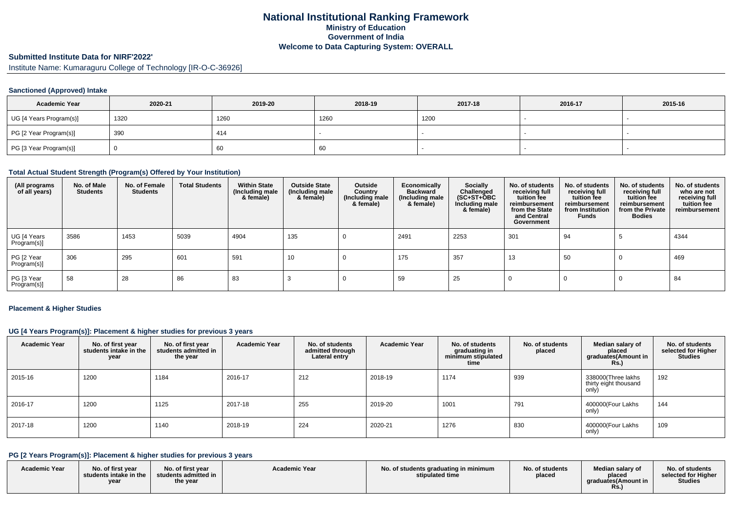# National Institutional Ranking Framework
## Ministry of Education
## Government of India
## Welcome to Data Capturing System: OVERALL

### Submitted Institute Data for NIRF'2022'

Institute Name: Kumaraguru College of Technology [IR-O-C-36926]

#### Sanctioned (Approved) Intake

| Academic Year | 2020-21 | 2019-20 | 2018-19 | 2017-18 | 2016-17 | 2015-16 |
|---|---|---|---|---|---|---|
| UG [4 Years Program(s)] | 1320 | 1260 | 1260 | 1200 | - | - |
| PG [2 Year Program(s)] | 390 | 414 | - | - | - | - |
| PG [3 Year Program(s)] | 0 | 60 | 60 | - | - | - |

#### Total Actual Student Strength (Program(s) Offered by Your Institution)

| (All programs of all years) | No. of Male Students | No. of Female Students | Total Students | Within State (Including male & female) | Outside State (Including male & female) | Outside Country (Including male & female) | Economically Backward (Including male & female) | Socially Challenged (SC+ST+OBC Including male & female) | No. of students receiving full tuition fee reimbursement from the State and Central Government | No. of students receiving full tuition fee reimbursement from Institution Funds | No. of students receiving full tuition fee reimbursement from the Private Bodies | No. of students who are not receiving full tuition fee reimbursement |
|---|---|---|---|---|---|---|---|---|---|---|---|---|
| UG [4 Years Program(s)] | 3586 | 1453 | 5039 | 4904 | 135 | 0 | 2491 | 2253 | 301 | 94 | 5 | 4344 |
| PG [2 Year Program(s)] | 306 | 295 | 601 | 591 | 10 | 0 | 175 | 357 | 13 | 50 | 0 | 469 |
| PG [3 Year Program(s)] | 58 | 28 | 86 | 83 | 3 | 0 | 59 | 25 | 0 | 0 | 0 | 84 |

#### Placement & Higher Studies

#### UG [4 Years Program(s)]: Placement & higher studies for previous 3 years

| Academic Year | No. of first year students intake in the year | No. of first year students admitted in the year | Academic Year | No. of students admitted through Lateral entry | Academic Year | No. of students graduating in minimum stipulated time | No. of students placed | Median salary of placed graduates(Amount in Rs.) | No. of students selected for Higher Studies |
|---|---|---|---|---|---|---|---|---|---|
| 2015-16 | 1200 | 1184 | 2016-17 | 212 | 2018-19 | 1174 | 939 | 338000(Three lakhs thirty eight thousand only) | 192 |
| 2016-17 | 1200 | 1125 | 2017-18 | 255 | 2019-20 | 1001 | 791 | 400000(Four Lakhs only) | 144 |
| 2017-18 | 1200 | 1140 | 2018-19 | 224 | 2020-21 | 1276 | 830 | 400000(Four Lakhs only) | 109 |

#### PG [2 Years Program(s)]: Placement & higher studies for previous 3 years

| Academic Year | No. of first year students intake in the year | No. of first year students admitted in the year | Academic Year | No. of students graduating in minimum stipulated time | No. of students placed | Median salary of placed graduates(Amount in Rs.) | No. of students selected for Higher Studies |
|---|---|---|---|---|---|---|---|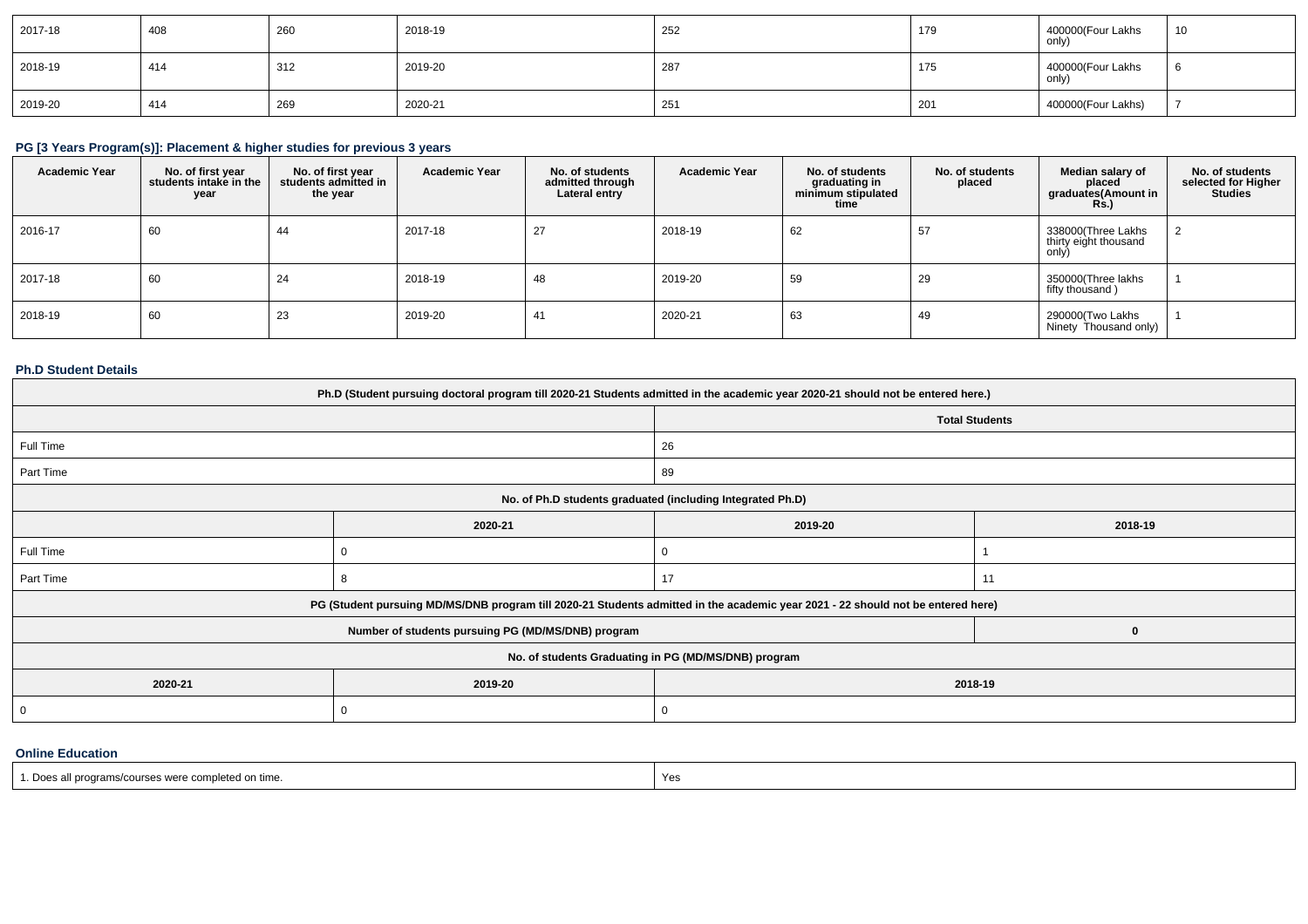| 2017-18 | 408 | 260 | 2018-19 | 252 | 179 | 400000(Four Lakhs only) | 10 |
|---|---|---|---|---|---|---|---|
| 2018-19 | 414 | 312 | 2019-20 | 287 | 175 | 400000(Four Lakhs only) | 6 |
| 2019-20 | 414 | 269 | 2020-21 | 251 | 201 | 400000(Four Lakhs) | 7 |

### PG [3 Years Program(s)]: Placement & higher studies for previous 3 years

| Academic Year | No. of first year students intake in the year | No. of first year students admitted in the year | Academic Year | No. of students admitted through Lateral entry | Academic Year | No. of students graduating in minimum stipulated time | No. of students placed | Median salary of placed graduates(Amount in Rs.) | No. of students selected for Higher Studies |
|---|---|---|---|---|---|---|---|---|---|
| 2016-17 | 60 | 44 | 2017-18 | 27 | 2018-19 | 62 | 57 | 338000(Three Lakhs thirty eight thousand only) | 2 |
| 2017-18 | 60 | 24 | 2018-19 | 48 | 2019-20 | 59 | 29 | 350000(Three lakhs fifty thousand ) | 1 |
| 2018-19 | 60 | 23 | 2019-20 | 41 | 2020-21 | 63 | 49 | 290000(Two Lakhs Ninety Thousand only) | 1 |

### Ph.D Student Details

| Ph.D (Student pursuing doctoral program till 2020-21 Students admitted in the academic year 2020-21 should not be entered here.) | | | |
|---|---|---|---|
| | | Total Students | |
| Full Time | | 26 | |
| Part Time | | 89 | |
| No. of Ph.D students graduated (including Integrated Ph.D) | | | |
| | 2020-21 | 2019-20 | 2018-19 |
| Full Time | 0 | 0 | 1 |
| Part Time | 8 | 17 | 11 |
| PG (Student pursuing MD/MS/DNB program till 2020-21 Students admitted in the academic year 2021 - 22 should not be entered here) | | | |
| Number of students pursuing PG (MD/MS/DNB) program | | | 0 |
| No. of students Graduating in PG (MD/MS/DNB) program | | | |
| 2020-21 | 2019-20 | 2018-19 | |
| 0 | 0 | 0 | |

### Online Education

| 1. Does all programs/courses were completed on time. | Yes |
|---|---|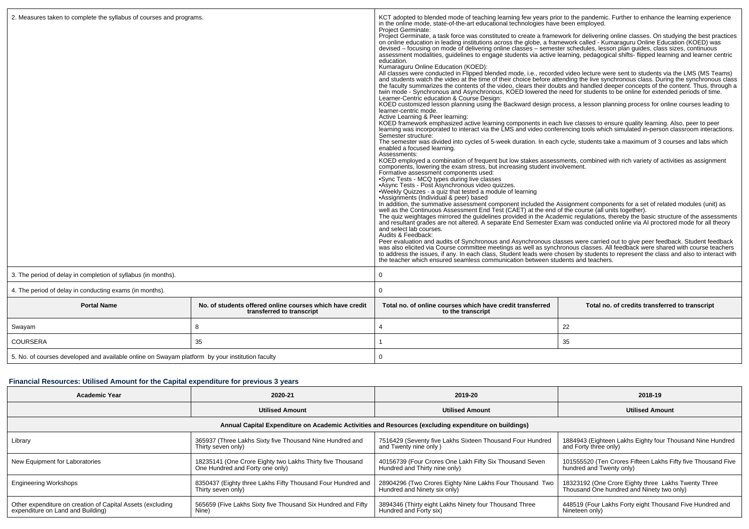| 2. Measures taken to complete the syllabus of courses and programs. | KCT adopted to blended mode of teaching learning few years prior to the pandemic. Further to enhance the learning experience in the online mode, state-of-the-art educational technologies have been employed.<br>Project Germinate:<br>Project Germinate, a task force was constituted to create a framework for delivering online classes. On studying the best practices on online education in leading institutions across the globe, a framework called - Kumaraguru Online Education (KOED) was devised – focusing on mode of delivering online classes – semester schedules, lesson plan guides, class sizes, continuous assessment modalities, guidelines to engage students via active learning, pedagogical shifts- flipped learning and learner centric education.<br>Kumaraguru Online Education (KOED):<br>All classes were conducted in Flipped blended mode, i.e., recorded video lecture were sent to students via the LMS (MS Teams) and students watch the video at the time of their choice before attending the live synchronous class. During the synchronous class the faculty summarizes the contents of the video, clears their doubts and handled deeper concepts of the content. Thus, through a twin mode - Synchronous and Asynchronous, KOED lowered the need for students to be online for extended periods of time.<br>Learner-Centric education & Course Design:<br>KOED customized lesson planning using the Backward design process, a lesson planning process for online courses leading to learner-centric mode.<br>Active Learning & Peer learning:<br>KOED framework emphasized active learning components in each live classes to ensure quality learning. Also, peer to peer learning was incorporated to interact via the LMS and video conferencing tools which simulated in-person classroom interactions.<br>Semester structure:<br>The semester was divided into cycles of 5-week duration. In each cycle, students take a maximum of 3 courses and labs which enabled a focused learning.<br>Assessments:<br>KOED employed a combination of frequent but low stakes assessments, combined with rich variety of activities as assignment components, lowering the exam stress, but increasing student involvement.<br>Formative assessment components used:<br>•Sync Tests - MCQ types during live classes<br>•Async Tests - Post Asynchronous video quizzes.<br>•Weekly Quizzes - a quiz that tested a module of learning<br>•Assignments (Individual & peer) based<br>In addition, the summative assessment component included the Assignment components for a set of related modules (unit) as well as the Continuous Assessment End Test (CAET) at the end of the course (all units together).<br>The quiz weightages mirrored the guidelines provided in the Academic regulations, thereby the basic structure of the assessments and resultant grades are not altered. A separate End Semester Exam was conducted online via AI proctored mode for all theory and select lab courses.<br>Audits & Feedback:<br>Peer evaluation and audits of Synchronous and Asynchronous classes were carried out to give peer feedback. Student feedback was also elicited via Course committee meetings as well as synchronous classes. All feedback were shared with course teachers to address the issues, if any. In each class, Student leads were chosen by students to represent the class and also to interact with the teacher which ensured seamless communication between students and teachers. |
|---|---|
| 3. The period of delay in completion of syllabus (in months). | 0 |
| 4. The period of delay in conducting exams (in months). | 0 |

| Portal Name | No. of students offered online courses which have credit transferred to transcript | Total no. of online courses which have credit transferred to the transcript | Total no. of credits transferred to transcript |
|---|---|---|---|
| Swayam | 8 | 4 | 22 |
| COURSERA | 35 | 1 | 35 |

| 5. No. of courses developed and available online on Swayam platform by your institution faculty | 0 |
|---|---|

### Financial Resources: Utilised Amount for the Capital expenditure for previous 3 years

| Academic Year | 2020-21 | 2019-20 | 2018-19 |
|---|---|---|---|
| | **Utilised Amount** | **Utilised Amount** | **Utilised Amount** |
| **Annual Capital Expenditure on Academic Activities and Resources (excluding expenditure on buildings)** | | | |
| Library | 365937 (Three Lakhs Sixty five Thousand Nine Hundred and Thirty seven only) | 7516429 (Seventy five Lakhs Sixteen Thousand Four Hundred and Twenty nine only ) | 1884943 (Eighteen Lakhs Eighty four Thousand Nine Hundred and Forty three only) |
| New Equipment for Laboratories | 18235141 (One Crore Eighty two Lakhs Thirty five Thousand One Hundred and Forty one only) | 40156739 (Four Crores One Lakh Fifty Six Thousand Seven Hundred and Thirty nine only) | 101555520 (Ten Crores Fifteen Lakhs Fifty five Thousand Five hundred and Twenty only) |
| Engineering Workshops | 8350437 (Eighty three Lakhs Fifty Thousand Four Hundred and Thirty seven only) | 28904296 (Two Crores Eighty Nine Lakhs Four Thousand Two Hundred and Ninety six only) | 18323192 (One Crore Eighty three Lakhs Twenty Three Thousand One hundred and Ninety two only) |
| Other expenditure on creation of Capital Assets (excluding expenditure on Land and Building) | 565659 (Five Lakhs Sixty five Thousand Six Hundred and Fifty Nine) | 3894346 (Thirty eight Lakhs Ninety four Thousand Three Hundred and Forty six) | 448519 (Four Lakhs Forty eight Thousand Five Hundred and Nineteen only) |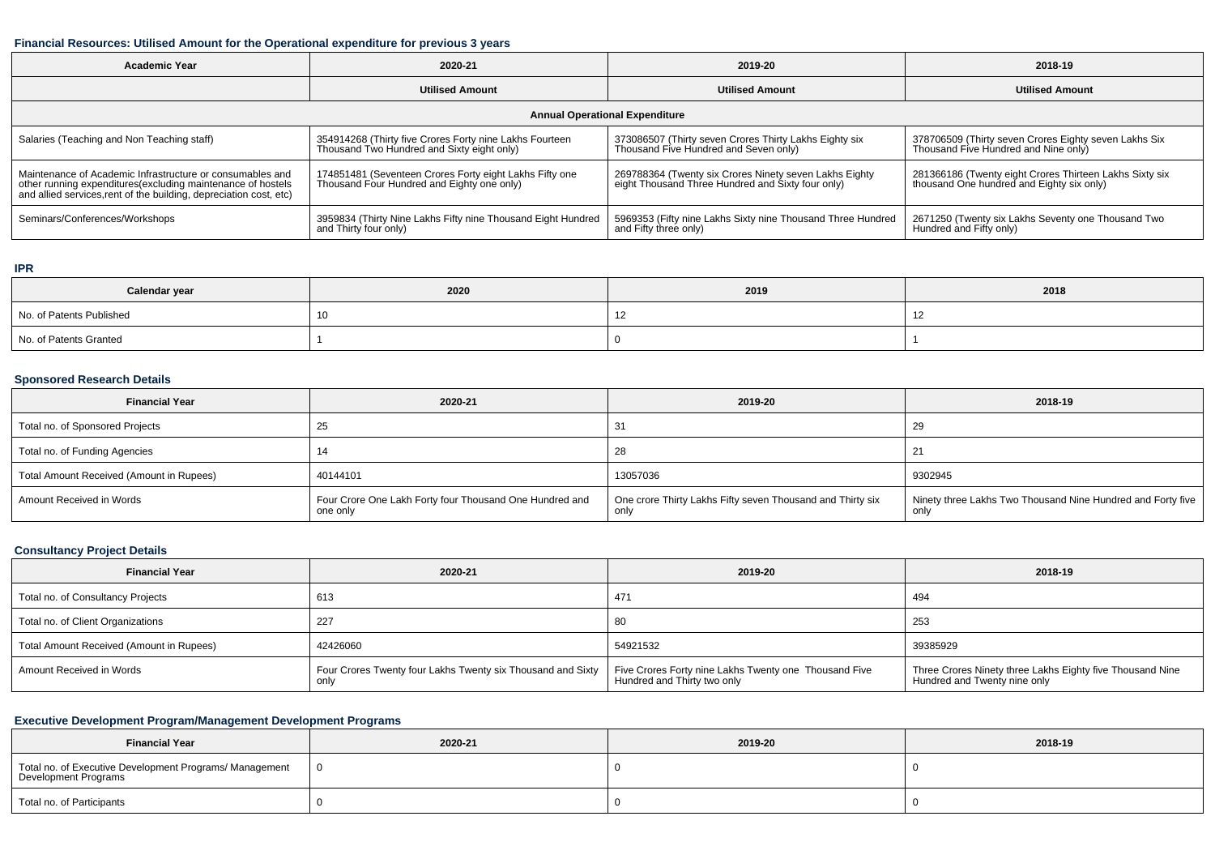### Financial Resources: Utilised Amount for the Operational expenditure for previous 3 years

| Academic Year | 2020-21 | 2019-20 | 2018-19 |
|---|---|---|---|
| | Utilised Amount | Utilised Amount | Utilised Amount |
| **Annual Operational Expenditure** | | | |
| Salaries (Teaching and Non Teaching staff) | 354914268 (Thirty five Crores Forty nine Lakhs Fourteen Thousand Two Hundred and Sixty eight only) | 373086507 (Thirty seven Crores Thirty Lakhs Eighty six Thousand Five Hundred and Seven only) | 378706509 (Thirty seven Crores Eighty seven Lakhs Six Thousand Five Hundred and Nine only) |
| Maintenance of Academic Infrastructure or consumables and other running expenditures(excluding maintenance of hostels and allied services,rent of the building, depreciation cost, etc) | 174851481 (Seventeen Crores Forty eight Lakhs Fifty one Thousand Four Hundred and Eighty one only) | 269788364 (Twenty six Crores Ninety seven Lakhs Eighty eight Thousand Three Hundred and Sixty four only) | 281366186 (Twenty eight Crores Thirteen Lakhs Sixty six thousand One hundred and Eighty six only) |
| Seminars/Conferences/Workshops | 3959834 (Thirty Nine Lakhs Fifty nine Thousand Eight Hundred and Thirty four only) | 5969353 (Fifty nine Lakhs Sixty nine Thousand Three Hundred and Fifty three only) | 2671250 (Twenty six Lakhs Seventy one Thousand Two Hundred and Fifty only) |

### IPR

| Calendar year | 2020 | 2019 | 2018 |
|---|---|---|---|
| No. of Patents Published | 10 | 12 | 12 |
| No. of Patents Granted | 1 | 0 | 1 |

### Sponsored Research Details

| Financial Year | 2020-21 | 2019-20 | 2018-19 |
|---|---|---|---|
| Total no. of Sponsored Projects | 25 | 31 | 29 |
| Total no. of Funding Agencies | 14 | 28 | 21 |
| Total Amount Received (Amount in Rupees) | 40144101 | 13057036 | 9302945 |
| Amount Received in Words | Four Crore One Lakh Forty four Thousand One Hundred and one only | One crore Thirty Lakhs Fifty seven Thousand and Thirty six only | Ninety three Lakhs Two Thousand Nine Hundred and Forty five only |

### Consultancy Project Details

| Financial Year | 2020-21 | 2019-20 | 2018-19 |
|---|---|---|---|
| Total no. of Consultancy Projects | 613 | 471 | 494 |
| Total no. of Client Organizations | 227 | 80 | 253 |
| Total Amount Received (Amount in Rupees) | 42426060 | 54921532 | 39385929 |
| Amount Received in Words | Four Crores Twenty four Lakhs Twenty six Thousand and Sixty only | Five Crores Forty nine Lakhs Twenty one Thousand Five Hundred and Thirty two only | Three Crores Ninety three Lakhs Eighty five Thousand Nine Hundred and Twenty nine only |

### Executive Development Program/Management Development Programs

| Financial Year | 2020-21 | 2019-20 | 2018-19 |
|---|---|---|---|
| Total no. of Executive Development Programs/ Management Development Programs | 0 | 0 | 0 |
| Total no. of Participants | 0 | 0 | 0 |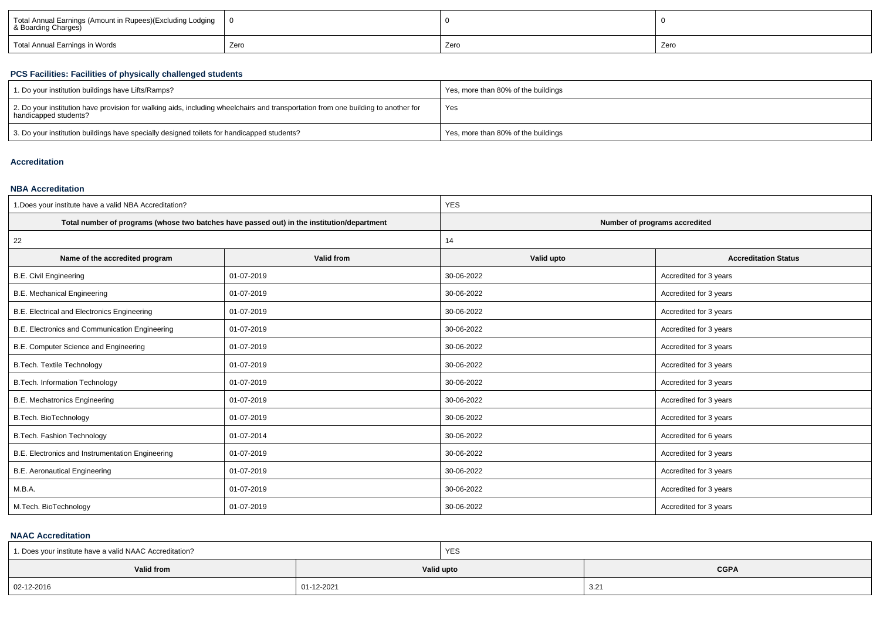| Total Annual Earnings (Amount in Rupees)(Excluding Lodging & Boarding Charges) | 0 | 0 | 0 |
|---|---|---|---|
| Total Annual Earnings in Words | Zero | Zero | Zero |

### PCS Facilities: Facilities of physically challenged students

| 1. Do your institution buildings have Lifts/Ramps? | Yes, more than 80% of the buildings |
|---|---|
| 2. Do your institution have provision for walking aids, including wheelchairs and transportation from one building to another for handicapped students? | Yes |
| 3. Do your institution buildings have specially designed toilets for handicapped students? | Yes, more than 80% of the buildings |

### Accreditation

### NBA Accreditation

| 1.Does your institute have a valid NBA Accreditation? | | YES | |
|---|---|---|---|
| **Total number of programs (whose two batches have passed out) in the institution/department** | | **Number of programs accredited** | |
| 22 | | 14 | |
| **Name of the accredited program** | **Valid from** | **Valid upto** | **Accreditation Status** |
| B.E. Civil Engineering | 01-07-2019 | 30-06-2022 | Accredited for 3 years |
| B.E. Mechanical Engineering | 01-07-2019 | 30-06-2022 | Accredited for 3 years |
| B.E. Electrical and Electronics Engineering | 01-07-2019 | 30-06-2022 | Accredited for 3 years |
| B.E. Electronics and Communication Engineering | 01-07-2019 | 30-06-2022 | Accredited for 3 years |
| B.E. Computer Science and Engineering | 01-07-2019 | 30-06-2022 | Accredited for 3 years |
| B.Tech. Textile Technology | 01-07-2019 | 30-06-2022 | Accredited for 3 years |
| B.Tech. Information Technology | 01-07-2019 | 30-06-2022 | Accredited for 3 years |
| B.E. Mechatronics Engineering | 01-07-2019 | 30-06-2022 | Accredited for 3 years |
| B.Tech. BioTechnology | 01-07-2019 | 30-06-2022 | Accredited for 3 years |
| B.Tech. Fashion Technology | 01-07-2014 | 30-06-2022 | Accredited for 6 years |
| B.E. Electronics and Instrumentation Engineering | 01-07-2019 | 30-06-2022 | Accredited for 3 years |
| B.E. Aeronautical Engineering | 01-07-2019 | 30-06-2022 | Accredited for 3 years |
| M.B.A. | 01-07-2019 | 30-06-2022 | Accredited for 3 years |
| M.Tech. BioTechnology | 01-07-2019 | 30-06-2022 | Accredited for 3 years |

### NAAC Accreditation

| 1. Does your institute have a valid NAAC Accreditation? | YES | |
|---|---|---|
| **Valid from** | **Valid upto** | **CGPA** |
| 02-12-2016 | 01-12-2021 | 3.21 |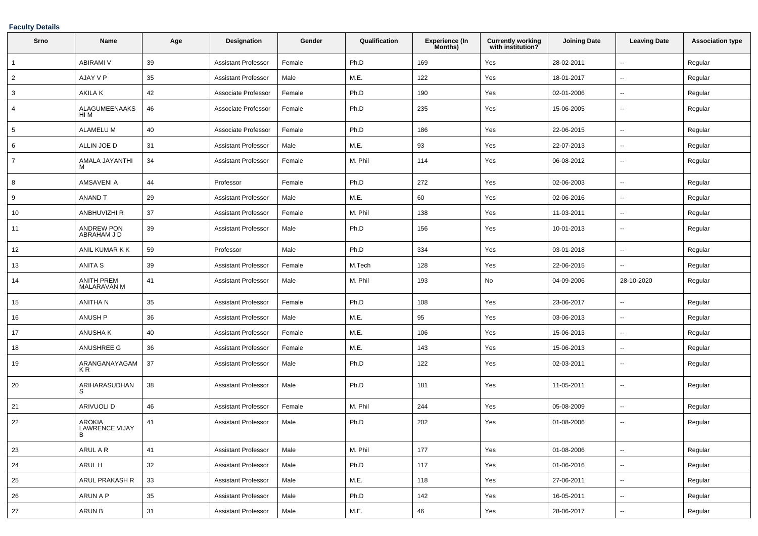**Faculty Details**

| Srno | Name | Age | Designation | Gender | Qualification | Experience (In Months) | Currently working with institution? | Joining Date | Leaving Date | Association type |
|---|---|---|---|---|---|---|---|---|---|---|
| 1 | ABIRAMI V | 39 | Assistant Professor | Female | Ph.D | 169 | Yes | 28-02-2011 | -- | Regular |
| 2 | AJAY V P | 35 | Assistant Professor | Male | M.E. | 122 | Yes | 18-01-2017 | -- | Regular |
| 3 | AKILA K | 42 | Associate Professor | Female | Ph.D | 190 | Yes | 02-01-2006 | -- | Regular |
| 4 | ALAGUMEENAAKSHI M | 46 | Associate Professor | Female | Ph.D | 235 | Yes | 15-06-2005 | -- | Regular |
| 5 | ALAMELU M | 40 | Associate Professor | Female | Ph.D | 186 | Yes | 22-06-2015 | -- | Regular |
| 6 | ALLIN JOE D | 31 | Assistant Professor | Male | M.E. | 93 | Yes | 22-07-2013 | -- | Regular |
| 7 | AMALA JAYANTHI M | 34 | Assistant Professor | Female | M. Phil | 114 | Yes | 06-08-2012 | -- | Regular |
| 8 | AMSAVENI A | 44 | Professor | Female | Ph.D | 272 | Yes | 02-06-2003 | -- | Regular |
| 9 | ANAND T | 29 | Assistant Professor | Male | M.E. | 60 | Yes | 02-06-2016 | -- | Regular |
| 10 | ANBHUVIZHI R | 37 | Assistant Professor | Female | M. Phil | 138 | Yes | 11-03-2011 | -- | Regular |
| 11 | ANDREW PON ABRAHAM J D | 39 | Assistant Professor | Male | Ph.D | 156 | Yes | 10-01-2013 | -- | Regular |
| 12 | ANIL KUMAR K K | 59 | Professor | Male | Ph.D | 334 | Yes | 03-01-2018 | -- | Regular |
| 13 | ANITA S | 39 | Assistant Professor | Female | M.Tech | 128 | Yes | 22-06-2015 | -- | Regular |
| 14 | ANITH PREM MALARAVAN M | 41 | Assistant Professor | Male | M. Phil | 193 | No | 04-09-2006 | 28-10-2020 | Regular |
| 15 | ANITHA N | 35 | Assistant Professor | Female | Ph.D | 108 | Yes | 23-06-2017 | -- | Regular |
| 16 | ANUSH P | 36 | Assistant Professor | Male | M.E. | 95 | Yes | 03-06-2013 | -- | Regular |
| 17 | ANUSHA K | 40 | Assistant Professor | Female | M.E. | 106 | Yes | 15-06-2013 | -- | Regular |
| 18 | ANUSHREE G | 36 | Assistant Professor | Female | M.E. | 143 | Yes | 15-06-2013 | -- | Regular |
| 19 | ARANGANAYAGAM K R | 37 | Assistant Professor | Male | Ph.D | 122 | Yes | 02-03-2011 | -- | Regular |
| 20 | ARIHARASUDHAN S | 38 | Assistant Professor | Male | Ph.D | 181 | Yes | 11-05-2011 | -- | Regular |
| 21 | ARIVUOLI D | 46 | Assistant Professor | Female | M. Phil | 244 | Yes | 05-08-2009 | -- | Regular |
| 22 | AROKIA LAWRENCE VIJAY B | 41 | Assistant Professor | Male | Ph.D | 202 | Yes | 01-08-2006 | -- | Regular |
| 23 | ARUL A R | 41 | Assistant Professor | Male | M. Phil | 177 | Yes | 01-08-2006 | -- | Regular |
| 24 | ARUL H | 32 | Assistant Professor | Male | Ph.D | 117 | Yes | 01-06-2016 | -- | Regular |
| 25 | ARUL PRAKASH R | 33 | Assistant Professor | Male | M.E. | 118 | Yes | 27-06-2011 | -- | Regular |
| 26 | ARUN A P | 35 | Assistant Professor | Male | Ph.D | 142 | Yes | 16-05-2011 | -- | Regular |
| 27 | ARUN B | 31 | Assistant Professor | Male | M.E. | 46 | Yes | 28-06-2017 | -- | Regular |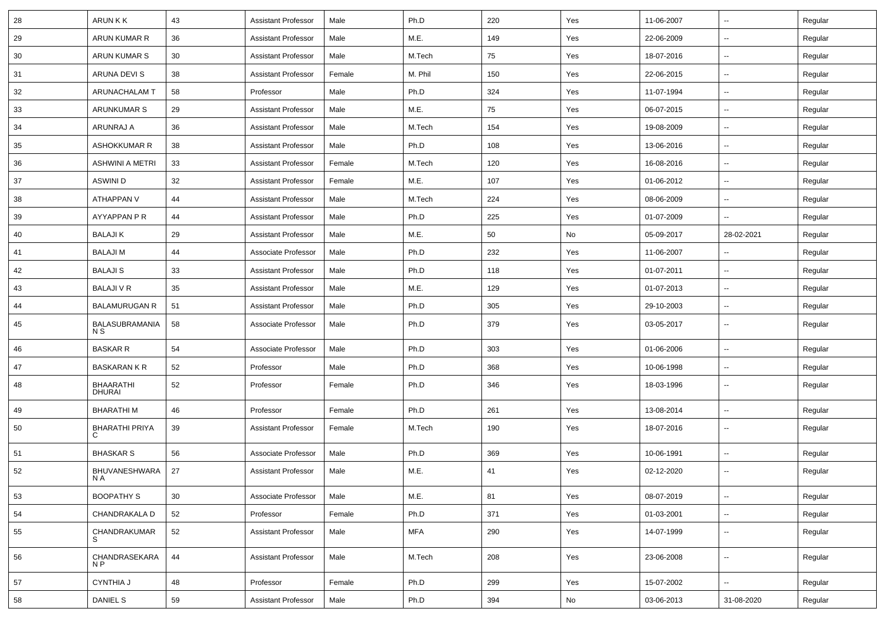| 28 | ARUN K K | 43 | Assistant Professor | Male | Ph.D | 220 | Yes | 11-06-2007 | -- | Regular |
|---|---|---|---|---|---|---|---|---|---|---|
| 29 | ARUN KUMAR R | 36 | Assistant Professor | Male | M.E. | 149 | Yes | 22-06-2009 | -- | Regular |
| 30 | ARUN KUMAR S | 30 | Assistant Professor | Male | M.Tech | 75 | Yes | 18-07-2016 | -- | Regular |
| 31 | ARUNA DEVI S | 38 | Assistant Professor | Female | M. Phil | 150 | Yes | 22-06-2015 | -- | Regular |
| 32 | ARUNACHALAM T | 58 | Professor | Male | Ph.D | 324 | Yes | 11-07-1994 | -- | Regular |
| 33 | ARUNKUMAR S | 29 | Assistant Professor | Male | M.E. | 75 | Yes | 06-07-2015 | -- | Regular |
| 34 | ARUNRAJ A | 36 | Assistant Professor | Male | M.Tech | 154 | Yes | 19-08-2009 | -- | Regular |
| 35 | ASHOKKUMAR R | 38 | Assistant Professor | Male | Ph.D | 108 | Yes | 13-06-2016 | -- | Regular |
| 36 | ASHWINI A METRI | 33 | Assistant Professor | Female | M.Tech | 120 | Yes | 16-08-2016 | -- | Regular |
| 37 | ASWINI D | 32 | Assistant Professor | Female | M.E. | 107 | Yes | 01-06-2012 | -- | Regular |
| 38 | ATHAPPAN V | 44 | Assistant Professor | Male | M.Tech | 224 | Yes | 08-06-2009 | -- | Regular |
| 39 | AYYAPPAN P R | 44 | Assistant Professor | Male | Ph.D | 225 | Yes | 01-07-2009 | -- | Regular |
| 40 | BALAJI K | 29 | Assistant Professor | Male | M.E. | 50 | No | 05-09-2017 | 28-02-2021 | Regular |
| 41 | BALAJI M | 44 | Associate Professor | Male | Ph.D | 232 | Yes | 11-06-2007 | -- | Regular |
| 42 | BALAJI S | 33 | Assistant Professor | Male | Ph.D | 118 | Yes | 01-07-2011 | -- | Regular |
| 43 | BALAJI V R | 35 | Assistant Professor | Male | M.E. | 129 | Yes | 01-07-2013 | -- | Regular |
| 44 | BALAMURUGAN R | 51 | Assistant Professor | Male | Ph.D | 305 | Yes | 29-10-2003 | -- | Regular |
| 45 | BALASUBRAMANIAN S | 58 | Associate Professor | Male | Ph.D | 379 | Yes | 03-05-2017 | -- | Regular |
| 46 | BASKAR R | 54 | Associate Professor | Male | Ph.D | 303 | Yes | 01-06-2006 | -- | Regular |
| 47 | BASKARAN K R | 52 | Professor | Male | Ph.D | 368 | Yes | 10-06-1998 | -- | Regular |
| 48 | BHAARATHI DHURAI | 52 | Professor | Female | Ph.D | 346 | Yes | 18-03-1996 | -- | Regular |
| 49 | BHARATHI M | 46 | Professor | Female | Ph.D | 261 | Yes | 13-08-2014 | -- | Regular |
| 50 | BHARATHI PRIYA C | 39 | Assistant Professor | Female | M.Tech | 190 | Yes | 18-07-2016 | -- | Regular |
| 51 | BHASKAR S | 56 | Associate Professor | Male | Ph.D | 369 | Yes | 10-06-1991 | -- | Regular |
| 52 | BHUVANESHWARAN A | 27 | Assistant Professor | Male | M.E. | 41 | Yes | 02-12-2020 | -- | Regular |
| 53 | BOOPATHY S | 30 | Associate Professor | Male | M.E. | 81 | Yes | 08-07-2019 | -- | Regular |
| 54 | CHANDRAKALA D | 52 | Professor | Female | Ph.D | 371 | Yes | 01-03-2001 | -- | Regular |
| 55 | CHANDRAKUMAR S | 52 | Assistant Professor | Male | MFA | 290 | Yes | 14-07-1999 | -- | Regular |
| 56 | CHANDRASEKARAN P | 44 | Assistant Professor | Male | M.Tech | 208 | Yes | 23-06-2008 | -- | Regular |
| 57 | CYNTHIA J | 48 | Professor | Female | Ph.D | 299 | Yes | 15-07-2002 | -- | Regular |
| 58 | DANIEL S | 59 | Assistant Professor | Male | Ph.D | 394 | No | 03-06-2013 | 31-08-2020 | Regular |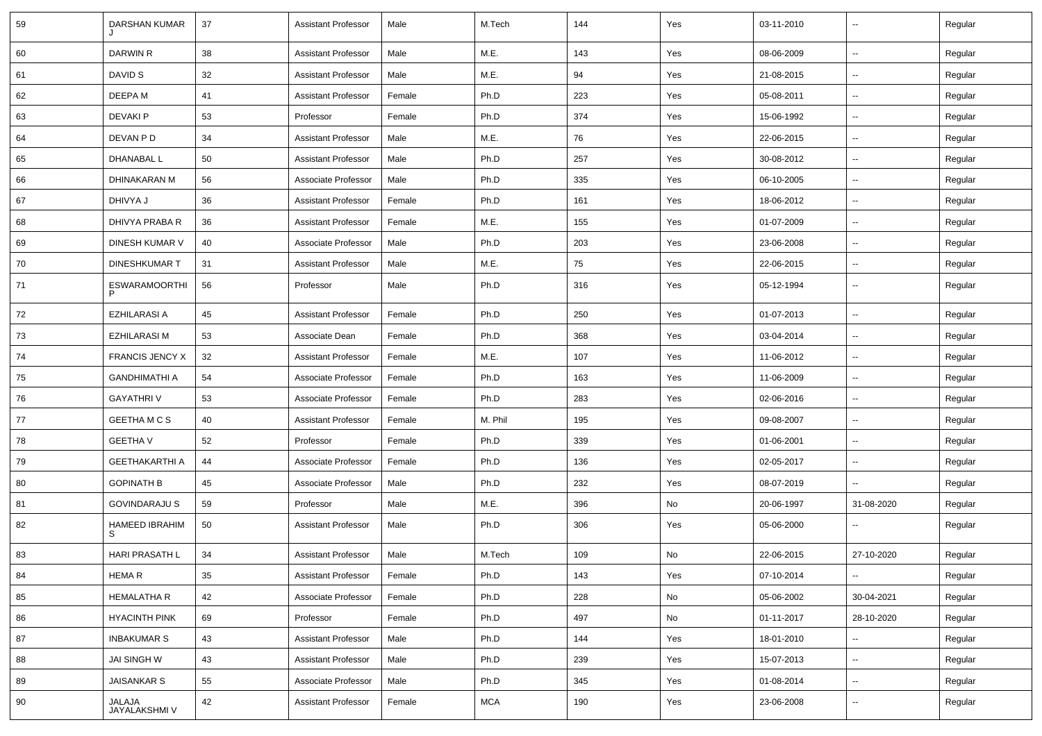| 59 | DARSHAN KUMAR J | 37 | Assistant Professor | Male | M.Tech | 144 | Yes | 03-11-2010 | -- | Regular |
|---|---|---|---|---|---|---|---|---|---|---|
| 60 | DARWIN R | 38 | Assistant Professor | Male | M.E. | 143 | Yes | 08-06-2009 | -- | Regular |
| 61 | DAVID S | 32 | Assistant Professor | Male | M.E. | 94 | Yes | 21-08-2015 | -- | Regular |
| 62 | DEEPA M | 41 | Assistant Professor | Female | Ph.D | 223 | Yes | 05-08-2011 | -- | Regular |
| 63 | DEVAKI P | 53 | Professor | Female | Ph.D | 374 | Yes | 15-06-1992 | -- | Regular |
| 64 | DEVAN P D | 34 | Assistant Professor | Male | M.E. | 76 | Yes | 22-06-2015 | -- | Regular |
| 65 | DHANABAL L | 50 | Assistant Professor | Male | Ph.D | 257 | Yes | 30-08-2012 | -- | Regular |
| 66 | DHINAKARAN M | 56 | Associate Professor | Male | Ph.D | 335 | Yes | 06-10-2005 | -- | Regular |
| 67 | DHIVYA J | 36 | Assistant Professor | Female | Ph.D | 161 | Yes | 18-06-2012 | -- | Regular |
| 68 | DHIVYA PRABA R | 36 | Assistant Professor | Female | M.E. | 155 | Yes | 01-07-2009 | -- | Regular |
| 69 | DINESH KUMAR V | 40 | Associate Professor | Male | Ph.D | 203 | Yes | 23-06-2008 | -- | Regular |
| 70 | DINESHKUMAR T | 31 | Assistant Professor | Male | M.E. | 75 | Yes | 22-06-2015 | -- | Regular |
| 71 | ESWARAMOORTHI P | 56 | Professor | Male | Ph.D | 316 | Yes | 05-12-1994 | -- | Regular |
| 72 | EZHILARASI A | 45 | Assistant Professor | Female | Ph.D | 250 | Yes | 01-07-2013 | -- | Regular |
| 73 | EZHILARASI M | 53 | Associate Dean | Female | Ph.D | 368 | Yes | 03-04-2014 | -- | Regular |
| 74 | FRANCIS JENCY X | 32 | Assistant Professor | Female | M.E. | 107 | Yes | 11-06-2012 | -- | Regular |
| 75 | GANDHIMATHI A | 54 | Associate Professor | Female | Ph.D | 163 | Yes | 11-06-2009 | -- | Regular |
| 76 | GAYATHRI V | 53 | Associate Professor | Female | Ph.D | 283 | Yes | 02-06-2016 | -- | Regular |
| 77 | GEETHA M C S | 40 | Assistant Professor | Female | M. Phil | 195 | Yes | 09-08-2007 | -- | Regular |
| 78 | GEETHA V | 52 | Professor | Female | Ph.D | 339 | Yes | 01-06-2001 | -- | Regular |
| 79 | GEETHAKARTHI A | 44 | Associate Professor | Female | Ph.D | 136 | Yes | 02-05-2017 | -- | Regular |
| 80 | GOPINATH B | 45 | Associate Professor | Male | Ph.D | 232 | Yes | 08-07-2019 | -- | Regular |
| 81 | GOVINDARAJU S | 59 | Professor | Male | M.E. | 396 | No | 20-06-1997 | 31-08-2020 | Regular |
| 82 | HAMEED IBRAHIM S | 50 | Assistant Professor | Male | Ph.D | 306 | Yes | 05-06-2000 | -- | Regular |
| 83 | HARI PRASATH L | 34 | Assistant Professor | Male | M.Tech | 109 | No | 22-06-2015 | 27-10-2020 | Regular |
| 84 | HEMA R | 35 | Assistant Professor | Female | Ph.D | 143 | Yes | 07-10-2014 | -- | Regular |
| 85 | HEMALATHA R | 42 | Associate Professor | Female | Ph.D | 228 | No | 05-06-2002 | 30-04-2021 | Regular |
| 86 | HYACINTH PINK | 69 | Professor | Female | Ph.D | 497 | No | 01-11-2017 | 28-10-2020 | Regular |
| 87 | INBAKUMAR S | 43 | Assistant Professor | Male | Ph.D | 144 | Yes | 18-01-2010 | -- | Regular |
| 88 | JAI SINGH W | 43 | Assistant Professor | Male | Ph.D | 239 | Yes | 15-07-2013 | -- | Regular |
| 89 | JAISANKAR S | 55 | Associate Professor | Male | Ph.D | 345 | Yes | 01-08-2014 | -- | Regular |
| 90 | JALAJA JAYALAKSHMI V | 42 | Assistant Professor | Female | MCA | 190 | Yes | 23-06-2008 | -- | Regular |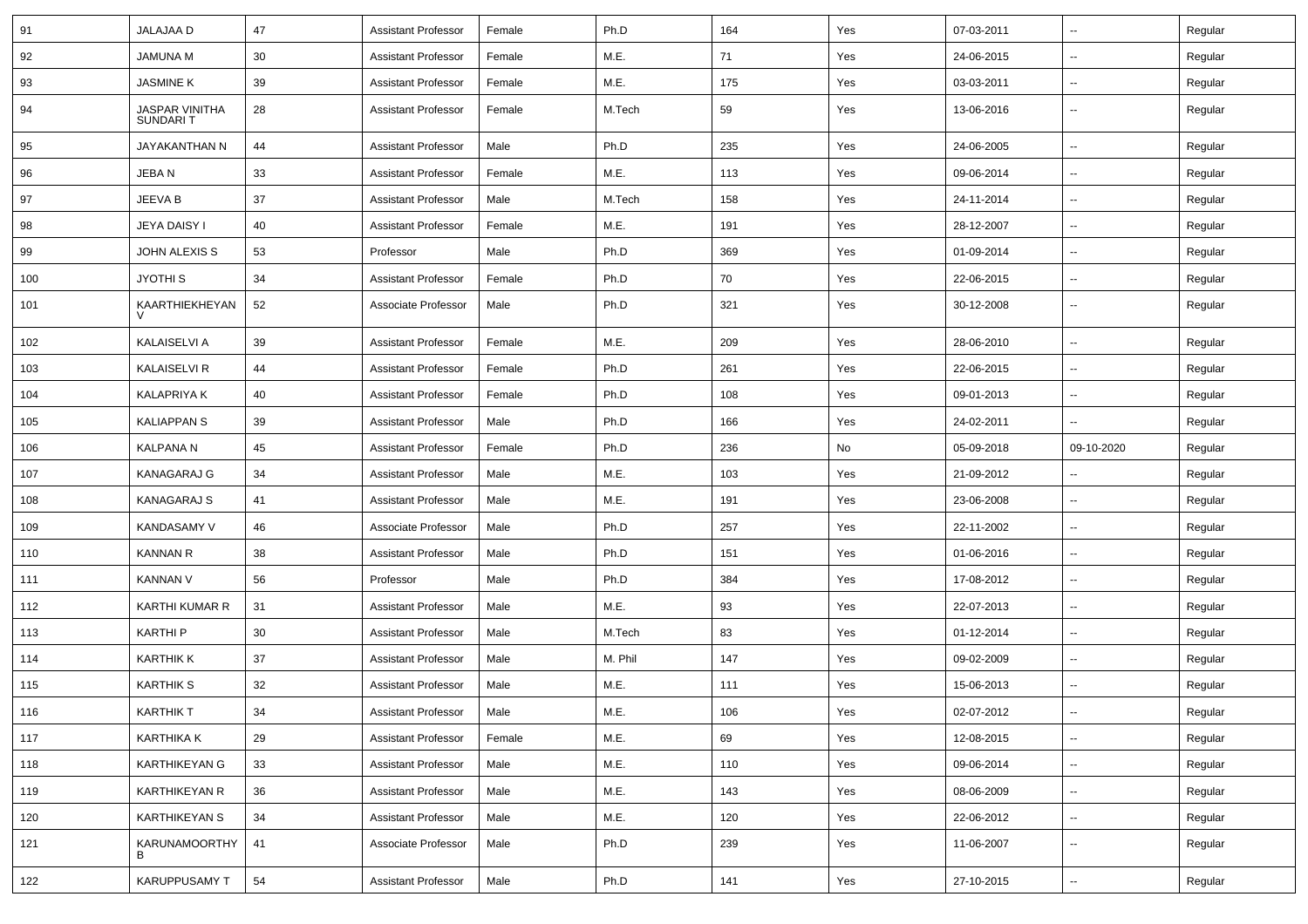| 91 | JALAJAA D | 47 | Assistant Professor | Female | Ph.D | 164 | Yes | 07-03-2011 | -- | Regular |
|---|---|---|---|---|---|---|---|---|---|---|
| 92 | JAMUNA M | 30 | Assistant Professor | Female | M.E. | 71 | Yes | 24-06-2015 | -- | Regular |
| 93 | JASMINE K | 39 | Assistant Professor | Female | M.E. | 175 | Yes | 03-03-2011 | -- | Regular |
| 94 | JASPAR VINITHA SUNDARI T | 28 | Assistant Professor | Female | M.Tech | 59 | Yes | 13-06-2016 | -- | Regular |
| 95 | JAYAKANTHAN N | 44 | Assistant Professor | Male | Ph.D | 235 | Yes | 24-06-2005 | -- | Regular |
| 96 | JEBA N | 33 | Assistant Professor | Female | M.E. | 113 | Yes | 09-06-2014 | -- | Regular |
| 97 | JEEVA B | 37 | Assistant Professor | Male | M.Tech | 158 | Yes | 24-11-2014 | -- | Regular |
| 98 | JEYA DAISY I | 40 | Assistant Professor | Female | M.E. | 191 | Yes | 28-12-2007 | -- | Regular |
| 99 | JOHN ALEXIS S | 53 | Professor | Male | Ph.D | 369 | Yes | 01-09-2014 | -- | Regular |
| 100 | JYOTHI S | 34 | Assistant Professor | Female | Ph.D | 70 | Yes | 22-06-2015 | -- | Regular |
| 101 | KAARTHIEKHEYAN V | 52 | Associate Professor | Male | Ph.D | 321 | Yes | 30-12-2008 | -- | Regular |
| 102 | KALAISELVI A | 39 | Assistant Professor | Female | M.E. | 209 | Yes | 28-06-2010 | -- | Regular |
| 103 | KALAISELVI R | 44 | Assistant Professor | Female | Ph.D | 261 | Yes | 22-06-2015 | -- | Regular |
| 104 | KALAPRIYA K | 40 | Assistant Professor | Female | Ph.D | 108 | Yes | 09-01-2013 | -- | Regular |
| 105 | KALIAPPAN S | 39 | Assistant Professor | Male | Ph.D | 166 | Yes | 24-02-2011 | -- | Regular |
| 106 | KALPANA N | 45 | Assistant Professor | Female | Ph.D | 236 | No | 05-09-2018 | 09-10-2020 | Regular |
| 107 | KANAGARAJ G | 34 | Assistant Professor | Male | M.E. | 103 | Yes | 21-09-2012 | -- | Regular |
| 108 | KANAGARAJ S | 41 | Assistant Professor | Male | M.E. | 191 | Yes | 23-06-2008 | -- | Regular |
| 109 | KANDASAMY V | 46 | Associate Professor | Male | Ph.D | 257 | Yes | 22-11-2002 | -- | Regular |
| 110 | KANNAN R | 38 | Assistant Professor | Male | Ph.D | 151 | Yes | 01-06-2016 | -- | Regular |
| 111 | KANNAN V | 56 | Professor | Male | Ph.D | 384 | Yes | 17-08-2012 | -- | Regular |
| 112 | KARTHI KUMAR R | 31 | Assistant Professor | Male | M.E. | 93 | Yes | 22-07-2013 | -- | Regular |
| 113 | KARTHI P | 30 | Assistant Professor | Male | M.Tech | 83 | Yes | 01-12-2014 | -- | Regular |
| 114 | KARTHIK K | 37 | Assistant Professor | Male | M. Phil | 147 | Yes | 09-02-2009 | -- | Regular |
| 115 | KARTHIK S | 32 | Assistant Professor | Male | M.E. | 111 | Yes | 15-06-2013 | -- | Regular |
| 116 | KARTHIK T | 34 | Assistant Professor | Male | M.E. | 106 | Yes | 02-07-2012 | -- | Regular |
| 117 | KARTHIKA K | 29 | Assistant Professor | Female | M.E. | 69 | Yes | 12-08-2015 | -- | Regular |
| 118 | KARTHIKEYAN G | 33 | Assistant Professor | Male | M.E. | 110 | Yes | 09-06-2014 | -- | Regular |
| 119 | KARTHIKEYAN R | 36 | Assistant Professor | Male | M.E. | 143 | Yes | 08-06-2009 | -- | Regular |
| 120 | KARTHIKEYAN S | 34 | Assistant Professor | Male | M.E. | 120 | Yes | 22-06-2012 | -- | Regular |
| 121 | KARUNAMOORTHY B | 41 | Associate Professor | Male | Ph.D | 239 | Yes | 11-06-2007 | -- | Regular |
| 122 | KARUPPUSAMY T | 54 | Assistant Professor | Male | Ph.D | 141 | Yes | 27-10-2015 | -- | Regular |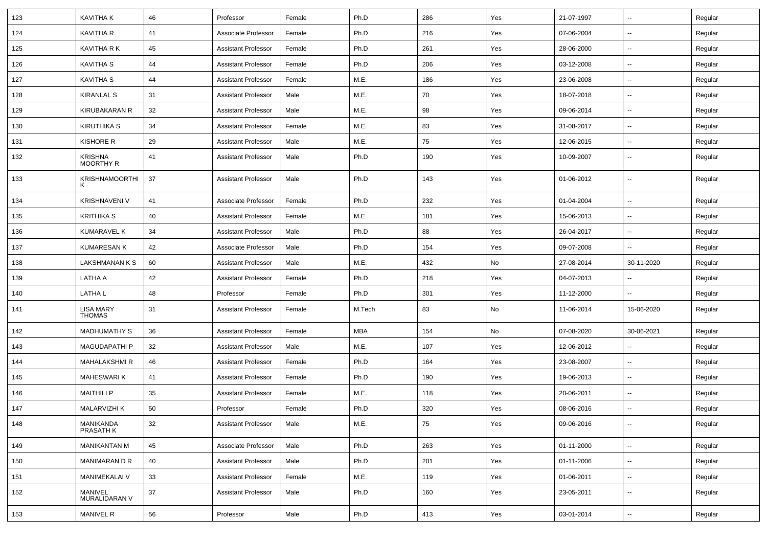| 123 | KAVITHA K | 46 | Professor | Female | Ph.D | 286 | Yes | 21-07-1997 | -- | Regular |
|---|---|---|---|---|---|---|---|---|---|---|
| 124 | KAVITHA R | 41 | Associate Professor | Female | Ph.D | 216 | Yes | 07-06-2004 | -- | Regular |
| 125 | KAVITHA R K | 45 | Assistant Professor | Female | Ph.D | 261 | Yes | 28-06-2000 | -- | Regular |
| 126 | KAVITHA S | 44 | Assistant Professor | Female | Ph.D | 206 | Yes | 03-12-2008 | -- | Regular |
| 127 | KAVITHA S | 44 | Assistant Professor | Female | M.E. | 186 | Yes | 23-06-2008 | -- | Regular |
| 128 | KIRANLAL S | 31 | Assistant Professor | Male | M.E. | 70 | Yes | 18-07-2018 | -- | Regular |
| 129 | KIRUBAKARAN R | 32 | Assistant Professor | Male | M.E. | 98 | Yes | 09-06-2014 | -- | Regular |
| 130 | KIRUTHIKA S | 34 | Assistant Professor | Female | M.E. | 83 | Yes | 31-08-2017 | -- | Regular |
| 131 | KISHORE R | 29 | Assistant Professor | Male | M.E. | 75 | Yes | 12-06-2015 | -- | Regular |
| 132 | KRISHNA MOORTHY R | 41 | Assistant Professor | Male | Ph.D | 190 | Yes | 10-09-2007 | -- | Regular |
| 133 | KRISHNAMOORTHI K | 37 | Assistant Professor | Male | Ph.D | 143 | Yes | 01-06-2012 | -- | Regular |
| 134 | KRISHNAVENI V | 41 | Associate Professor | Female | Ph.D | 232 | Yes | 01-04-2004 | -- | Regular |
| 135 | KRITHIKA S | 40 | Assistant Professor | Female | M.E. | 181 | Yes | 15-06-2013 | -- | Regular |
| 136 | KUMARAVEL K | 34 | Assistant Professor | Male | Ph.D | 88 | Yes | 26-04-2017 | -- | Regular |
| 137 | KUMARESAN K | 42 | Associate Professor | Male | Ph.D | 154 | Yes | 09-07-2008 | -- | Regular |
| 138 | LAKSHMANAN K S | 60 | Assistant Professor | Male | M.E. | 432 | No | 27-08-2014 | 30-11-2020 | Regular |
| 139 | LATHA A | 42 | Assistant Professor | Female | Ph.D | 218 | Yes | 04-07-2013 | -- | Regular |
| 140 | LATHA L | 48 | Professor | Female | Ph.D | 301 | Yes | 11-12-2000 | -- | Regular |
| 141 | LISA MARY THOMAS | 31 | Assistant Professor | Female | M.Tech | 83 | No | 11-06-2014 | 15-06-2020 | Regular |
| 142 | MADHUMATHY S | 36 | Assistant Professor | Female | MBA | 154 | No | 07-08-2020 | 30-06-2021 | Regular |
| 143 | MAGUDAPATHI P | 32 | Assistant Professor | Male | M.E. | 107 | Yes | 12-06-2012 | -- | Regular |
| 144 | MAHALAKSHMI R | 46 | Assistant Professor | Female | Ph.D | 164 | Yes | 23-08-2007 | -- | Regular |
| 145 | MAHESWARI K | 41 | Assistant Professor | Female | Ph.D | 190 | Yes | 19-06-2013 | -- | Regular |
| 146 | MAITHILI P | 35 | Assistant Professor | Female | M.E. | 118 | Yes | 20-06-2011 | -- | Regular |
| 147 | MALARVIZHI K | 50 | Professor | Female | Ph.D | 320 | Yes | 08-06-2016 | -- | Regular |
| 148 | MANIKANDA PRASATH K | 32 | Assistant Professor | Male | M.E. | 75 | Yes | 09-06-2016 | -- | Regular |
| 149 | MANIKANTAN M | 45 | Associate Professor | Male | Ph.D | 263 | Yes | 01-11-2000 | -- | Regular |
| 150 | MANIMARAN D R | 40 | Assistant Professor | Male | Ph.D | 201 | Yes | 01-11-2006 | -- | Regular |
| 151 | MANIMEKALAI V | 33 | Assistant Professor | Female | M.E. | 119 | Yes | 01-06-2011 | -- | Regular |
| 152 | MANIVEL MURALIDARAN V | 37 | Assistant Professor | Male | Ph.D | 160 | Yes | 23-05-2011 | -- | Regular |
| 153 | MANIVEL R | 56 | Professor | Male | Ph.D | 413 | Yes | 03-01-2014 | -- | Regular |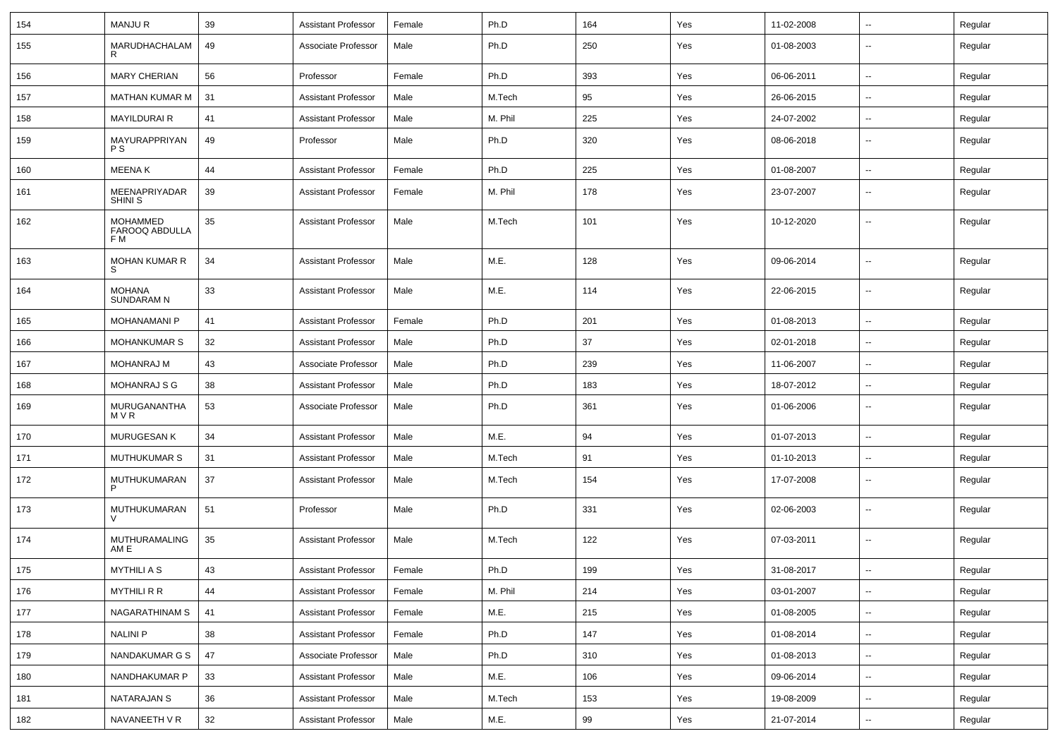| 154 | MANJU R | 39 | Assistant Professor | Female | Ph.D | 164 | Yes | 11-02-2008 | -- | Regular |
|---|---|---|---|---|---|---|---|---|---|---|
| 155 | MARUDHACHALAM R | 49 | Associate Professor | Male | Ph.D | 250 | Yes | 01-08-2003 | -- | Regular |
| 156 | MARY CHERIAN | 56 | Professor | Female | Ph.D | 393 | Yes | 06-06-2011 | -- | Regular |
| 157 | MATHAN KUMAR M | 31 | Assistant Professor | Male | M.Tech | 95 | Yes | 26-06-2015 | -- | Regular |
| 158 | MAYILDURAI R | 41 | Assistant Professor | Male | M. Phil | 225 | Yes | 24-07-2002 | -- | Regular |
| 159 | MAYURAPPRIYAN P S | 49 | Professor | Male | Ph.D | 320 | Yes | 08-06-2018 | -- | Regular |
| 160 | MEENA K | 44 | Assistant Professor | Female | Ph.D | 225 | Yes | 01-08-2007 | -- | Regular |
| 161 | MEENAPRIYADARSHINI S | 39 | Assistant Professor | Female | M. Phil | 178 | Yes | 23-07-2007 | -- | Regular |
| 162 | MOHAMMED FAROOQ ABDULLA F M | 35 | Assistant Professor | Male | M.Tech | 101 | Yes | 10-12-2020 | -- | Regular |
| 163 | MOHAN KUMAR R S | 34 | Assistant Professor | Male | M.E. | 128 | Yes | 09-06-2014 | -- | Regular |
| 164 | MOHANA SUNDARAM N | 33 | Assistant Professor | Male | M.E. | 114 | Yes | 22-06-2015 | -- | Regular |
| 165 | MOHANAMANI P | 41 | Assistant Professor | Female | Ph.D | 201 | Yes | 01-08-2013 | -- | Regular |
| 166 | MOHANKUMAR S | 32 | Assistant Professor | Male | Ph.D | 37 | Yes | 02-01-2018 | -- | Regular |
| 167 | MOHANRAJ M | 43 | Associate Professor | Male | Ph.D | 239 | Yes | 11-06-2007 | -- | Regular |
| 168 | MOHANRAJ S G | 38 | Assistant Professor | Male | Ph.D | 183 | Yes | 18-07-2012 | -- | Regular |
| 169 | MURUGANANTHAM V R | 53 | Associate Professor | Male | Ph.D | 361 | Yes | 01-06-2006 | -- | Regular |
| 170 | MURUGESAN K | 34 | Assistant Professor | Male | M.E. | 94 | Yes | 01-07-2013 | -- | Regular |
| 171 | MUTHUKUMAR S | 31 | Assistant Professor | Male | M.Tech | 91 | Yes | 01-10-2013 | -- | Regular |
| 172 | MUTHUKUMARAN P | 37 | Assistant Professor | Male | M.Tech | 154 | Yes | 17-07-2008 | -- | Regular |
| 173 | MUTHUKUMARAN V | 51 | Professor | Male | Ph.D | 331 | Yes | 02-06-2003 | -- | Regular |
| 174 | MUTHURAMALINGAM E | 35 | Assistant Professor | Male | M.Tech | 122 | Yes | 07-03-2011 | -- | Regular |
| 175 | MYTHILI A S | 43 | Assistant Professor | Female | Ph.D | 199 | Yes | 31-08-2017 | -- | Regular |
| 176 | MYTHILI R R | 44 | Assistant Professor | Female | M. Phil | 214 | Yes | 03-01-2007 | -- | Regular |
| 177 | NAGARATHINAM S | 41 | Assistant Professor | Female | M.E. | 215 | Yes | 01-08-2005 | -- | Regular |
| 178 | NALINI P | 38 | Assistant Professor | Female | Ph.D | 147 | Yes | 01-08-2014 | -- | Regular |
| 179 | NANDAKUMAR G S | 47 | Associate Professor | Male | Ph.D | 310 | Yes | 01-08-2013 | -- | Regular |
| 180 | NANDHAKUMAR P | 33 | Assistant Professor | Male | M.E. | 106 | Yes | 09-06-2014 | -- | Regular |
| 181 | NATARAJAN S | 36 | Assistant Professor | Male | M.Tech | 153 | Yes | 19-08-2009 | -- | Regular |
| 182 | NAVANEETH V R | 32 | Assistant Professor | Male | M.E. | 99 | Yes | 21-07-2014 | -- | Regular |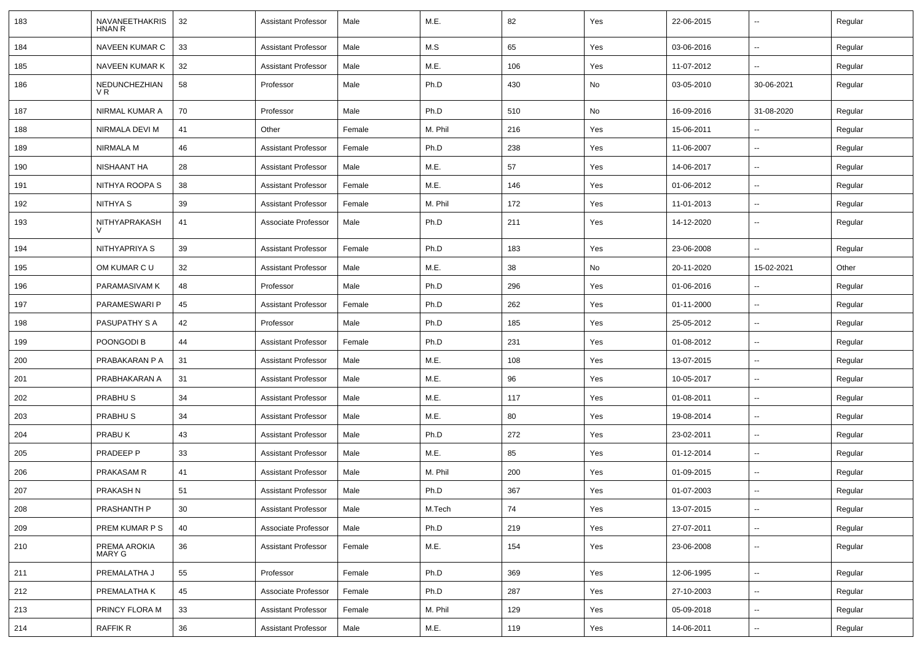| 183 | NAVANEETHAKRISHNAN R | 32 | Assistant Professor | Male | M.E. | 82 | Yes | 22-06-2015 | -- | Regular |
|---|---|---|---|---|---|---|---|---|---|---|
| 184 | NAVEEN KUMAR C | 33 | Assistant Professor | Male | M.S | 65 | Yes | 03-06-2016 | -- | Regular |
| 185 | NAVEEN KUMAR K | 32 | Assistant Professor | Male | M.E. | 106 | Yes | 11-07-2012 | -- | Regular |
| 186 | NEDUNCHEZHIAN V R | 58 | Professor | Male | Ph.D | 430 | No | 03-05-2010 | 30-06-2021 | Regular |
| 187 | NIRMAL KUMAR A | 70 | Professor | Male | Ph.D | 510 | No | 16-09-2016 | 31-08-2020 | Regular |
| 188 | NIRMALA DEVI M | 41 | Other | Female | M. Phil | 216 | Yes | 15-06-2011 | -- | Regular |
| 189 | NIRMALA M | 46 | Assistant Professor | Female | Ph.D | 238 | Yes | 11-06-2007 | -- | Regular |
| 190 | NISHAANT HA | 28 | Assistant Professor | Male | M.E. | 57 | Yes | 14-06-2017 | -- | Regular |
| 191 | NITHYA ROOPA S | 38 | Assistant Professor | Female | M.E. | 146 | Yes | 01-06-2012 | -- | Regular |
| 192 | NITHYA S | 39 | Assistant Professor | Female | M. Phil | 172 | Yes | 11-01-2013 | -- | Regular |
| 193 | NITHYAPRAKASH V | 41 | Associate Professor | Male | Ph.D | 211 | Yes | 14-12-2020 | -- | Regular |
| 194 | NITHYAPRIYA S | 39 | Assistant Professor | Female | Ph.D | 183 | Yes | 23-06-2008 | -- | Regular |
| 195 | OM KUMAR C U | 32 | Assistant Professor | Male | M.E. | 38 | No | 20-11-2020 | 15-02-2021 | Other |
| 196 | PARAMASIVAM K | 48 | Professor | Male | Ph.D | 296 | Yes | 01-06-2016 | -- | Regular |
| 197 | PARAMESWARI P | 45 | Assistant Professor | Female | Ph.D | 262 | Yes | 01-11-2000 | -- | Regular |
| 198 | PASUPATHY S A | 42 | Professor | Male | Ph.D | 185 | Yes | 25-05-2012 | -- | Regular |
| 199 | POONGODI B | 44 | Assistant Professor | Female | Ph.D | 231 | Yes | 01-08-2012 | -- | Regular |
| 200 | PRABAKARAN P A | 31 | Assistant Professor | Male | M.E. | 108 | Yes | 13-07-2015 | -- | Regular |
| 201 | PRABHAKARAN A | 31 | Assistant Professor | Male | M.E. | 96 | Yes | 10-05-2017 | -- | Regular |
| 202 | PRABHU S | 34 | Assistant Professor | Male | M.E. | 117 | Yes | 01-08-2011 | -- | Regular |
| 203 | PRABHU S | 34 | Assistant Professor | Male | M.E. | 80 | Yes | 19-08-2014 | -- | Regular |
| 204 | PRABU K | 43 | Assistant Professor | Male | Ph.D | 272 | Yes | 23-02-2011 | -- | Regular |
| 205 | PRADEEP P | 33 | Assistant Professor | Male | M.E. | 85 | Yes | 01-12-2014 | -- | Regular |
| 206 | PRAKASAM R | 41 | Assistant Professor | Male | M. Phil | 200 | Yes | 01-09-2015 | -- | Regular |
| 207 | PRAKASH N | 51 | Assistant Professor | Male | Ph.D | 367 | Yes | 01-07-2003 | -- | Regular |
| 208 | PRASHANTH P | 30 | Assistant Professor | Male | M.Tech | 74 | Yes | 13-07-2015 | -- | Regular |
| 209 | PREM KUMAR P S | 40 | Associate Professor | Male | Ph.D | 219 | Yes | 27-07-2011 | -- | Regular |
| 210 | PREMA AROKIA MARY G | 36 | Assistant Professor | Female | M.E. | 154 | Yes | 23-06-2008 | -- | Regular |
| 211 | PREMALATHA J | 55 | Professor | Female | Ph.D | 369 | Yes | 12-06-1995 | -- | Regular |
| 212 | PREMALATHA K | 45 | Associate Professor | Female | Ph.D | 287 | Yes | 27-10-2003 | -- | Regular |
| 213 | PRINCY FLORA M | 33 | Assistant Professor | Female | M. Phil | 129 | Yes | 05-09-2018 | -- | Regular |
| 214 | RAFFIK R | 36 | Assistant Professor | Male | M.E. | 119 | Yes | 14-06-2011 | -- | Regular |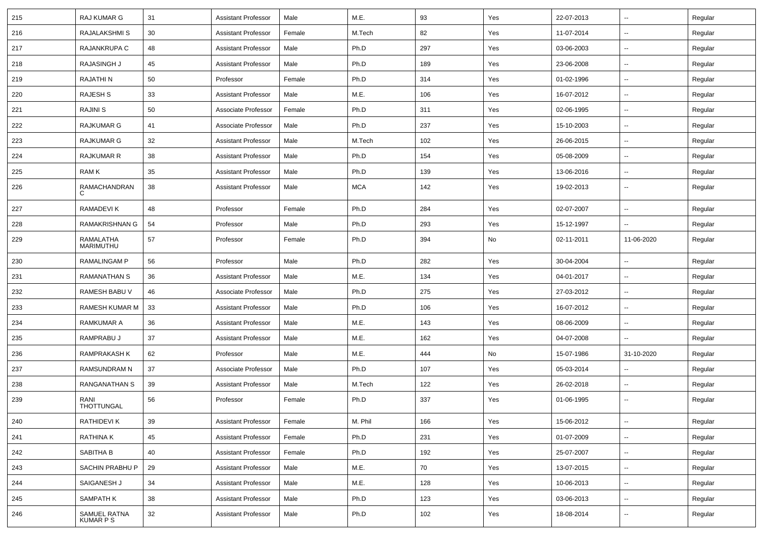| 215 | RAJ KUMAR G | 31 | Assistant Professor | Male | M.E. | 93 | Yes | 22-07-2013 | -- | Regular |
|---|---|---|---|---|---|---|---|---|---|---|
| 216 | RAJALAKSHMI S | 30 | Assistant Professor | Female | M.Tech | 82 | Yes | 11-07-2014 | -- | Regular |
| 217 | RAJANKRUPA C | 48 | Assistant Professor | Male | Ph.D | 297 | Yes | 03-06-2003 | -- | Regular |
| 218 | RAJASINGH J | 45 | Assistant Professor | Male | Ph.D | 189 | Yes | 23-06-2008 | -- | Regular |
| 219 | RAJATHI N | 50 | Professor | Female | Ph.D | 314 | Yes | 01-02-1996 | -- | Regular |
| 220 | RAJESH S | 33 | Assistant Professor | Male | M.E. | 106 | Yes | 16-07-2012 | -- | Regular |
| 221 | RAJINI S | 50 | Associate Professor | Female | Ph.D | 311 | Yes | 02-06-1995 | -- | Regular |
| 222 | RAJKUMAR G | 41 | Associate Professor | Male | Ph.D | 237 | Yes | 15-10-2003 | -- | Regular |
| 223 | RAJKUMAR G | 32 | Assistant Professor | Male | M.Tech | 102 | Yes | 26-06-2015 | -- | Regular |
| 224 | RAJKUMAR R | 38 | Assistant Professor | Male | Ph.D | 154 | Yes | 05-08-2009 | -- | Regular |
| 225 | RAM K | 35 | Assistant Professor | Male | Ph.D | 139 | Yes | 13-06-2016 | -- | Regular |
| 226 | RAMACHANDRAN C | 38 | Assistant Professor | Male | MCA | 142 | Yes | 19-02-2013 | -- | Regular |
| 227 | RAMADEVI K | 48 | Professor | Female | Ph.D | 284 | Yes | 02-07-2007 | -- | Regular |
| 228 | RAMAKRISHNAN G | 54 | Professor | Male | Ph.D | 293 | Yes | 15-12-1997 | -- | Regular |
| 229 | RAMALATHA MARIMUTHU | 57 | Professor | Female | Ph.D | 394 | No | 02-11-2011 | 11-06-2020 | Regular |
| 230 | RAMALINGAM P | 56 | Professor | Male | Ph.D | 282 | Yes | 30-04-2004 | -- | Regular |
| 231 | RAMANATHAN S | 36 | Assistant Professor | Male | M.E. | 134 | Yes | 04-01-2017 | -- | Regular |
| 232 | RAMESH BABU V | 46 | Associate Professor | Male | Ph.D | 275 | Yes | 27-03-2012 | -- | Regular |
| 233 | RAMESH KUMAR M | 33 | Assistant Professor | Male | Ph.D | 106 | Yes | 16-07-2012 | -- | Regular |
| 234 | RAMKUMAR A | 36 | Assistant Professor | Male | M.E. | 143 | Yes | 08-06-2009 | -- | Regular |
| 235 | RAMPRABU J | 37 | Assistant Professor | Male | M.E. | 162 | Yes | 04-07-2008 | -- | Regular |
| 236 | RAMPRAKASH K | 62 | Professor | Male | M.E. | 444 | No | 15-07-1986 | 31-10-2020 | Regular |
| 237 | RAMSUNDRAM N | 37 | Associate Professor | Male | Ph.D | 107 | Yes | 05-03-2014 | -- | Regular |
| 238 | RANGANATHAN S | 39 | Assistant Professor | Male | M.Tech | 122 | Yes | 26-02-2018 | -- | Regular |
| 239 | RANI THOTTUNGAL | 56 | Professor | Female | Ph.D | 337 | Yes | 01-06-1995 | -- | Regular |
| 240 | RATHIDEVI K | 39 | Assistant Professor | Female | M. Phil | 166 | Yes | 15-06-2012 | -- | Regular |
| 241 | RATHINA K | 45 | Assistant Professor | Female | Ph.D | 231 | Yes | 01-07-2009 | -- | Regular |
| 242 | SABITHA B | 40 | Assistant Professor | Female | Ph.D | 192 | Yes | 25-07-2007 | -- | Regular |
| 243 | SACHIN PRABHU P | 29 | Assistant Professor | Male | M.E. | 70 | Yes | 13-07-2015 | -- | Regular |
| 244 | SAIGANESH J | 34 | Assistant Professor | Male | M.E. | 128 | Yes | 10-06-2013 | -- | Regular |
| 245 | SAMPATH K | 38 | Assistant Professor | Male | Ph.D | 123 | Yes | 03-06-2013 | -- | Regular |
| 246 | SAMUEL RATNA KUMAR P S | 32 | Assistant Professor | Male | Ph.D | 102 | Yes | 18-08-2014 | -- | Regular |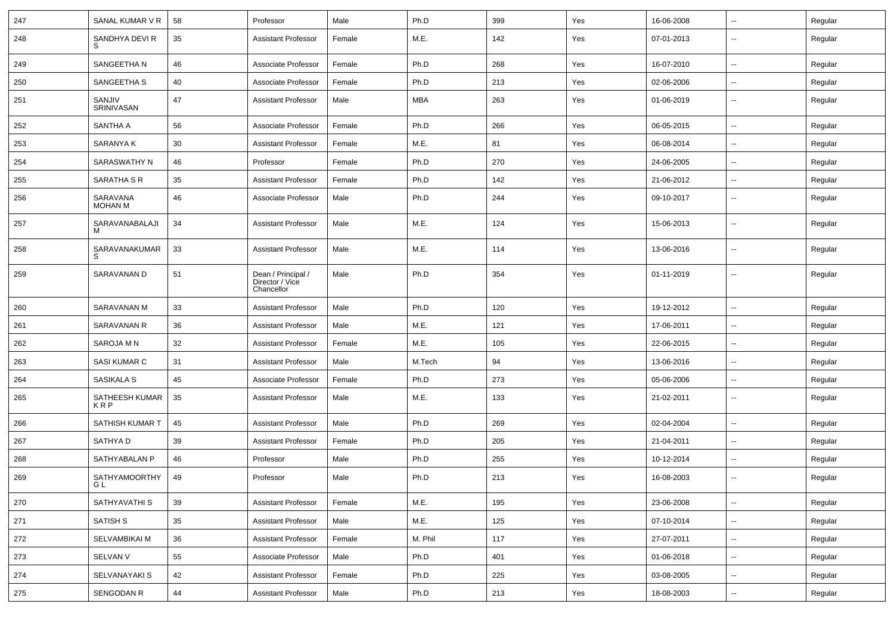| 247 | SANAL KUMAR V R | 58 | Professor | Male | Ph.D | 399 | Yes | 16-06-2008 | -- | Regular |
|---|---|---|---|---|---|---|---|---|---|---|
| 248 | SANDHYA DEVI R S | 35 | Assistant Professor | Female | M.E. | 142 | Yes | 07-01-2013 | -- | Regular |
| 249 | SANGEETHA N | 46 | Associate Professor | Female | Ph.D | 268 | Yes | 16-07-2010 | -- | Regular |
| 250 | SANGEETHA S | 40 | Associate Professor | Female | Ph.D | 213 | Yes | 02-06-2006 | -- | Regular |
| 251 | SANJIV SRINIVASAN | 47 | Assistant Professor | Male | MBA | 263 | Yes | 01-06-2019 | -- | Regular |
| 252 | SANTHA A | 56 | Associate Professor | Female | Ph.D | 266 | Yes | 06-05-2015 | -- | Regular |
| 253 | SARANYA K | 30 | Assistant Professor | Female | M.E. | 81 | Yes | 06-08-2014 | -- | Regular |
| 254 | SARASWATHY N | 46 | Professor | Female | Ph.D | 270 | Yes | 24-06-2005 | -- | Regular |
| 255 | SARATHA S R | 35 | Assistant Professor | Female | Ph.D | 142 | Yes | 21-06-2012 | -- | Regular |
| 256 | SARAVANA MOHAN M | 46 | Associate Professor | Male | Ph.D | 244 | Yes | 09-10-2017 | -- | Regular |
| 257 | SARAVANABALAJI M | 34 | Assistant Professor | Male | M.E. | 124 | Yes | 15-06-2013 | -- | Regular |
| 258 | SARAVANAKUMAR S | 33 | Assistant Professor | Male | M.E. | 114 | Yes | 13-06-2016 | -- | Regular |
| 259 | SARAVANAN D | 51 | Dean / Principal / Director / Vice Chancellor | Male | Ph.D | 354 | Yes | 01-11-2019 | -- | Regular |
| 260 | SARAVANAN M | 33 | Assistant Professor | Male | Ph.D | 120 | Yes | 19-12-2012 | -- | Regular |
| 261 | SARAVANAN R | 36 | Assistant Professor | Male | M.E. | 121 | Yes | 17-06-2011 | -- | Regular |
| 262 | SAROJA M N | 32 | Assistant Professor | Female | M.E. | 105 | Yes | 22-06-2015 | -- | Regular |
| 263 | SASI KUMAR C | 31 | Assistant Professor | Male | M.Tech | 94 | Yes | 13-06-2016 | -- | Regular |
| 264 | SASIKALA S | 45 | Associate Professor | Female | Ph.D | 273 | Yes | 05-06-2006 | -- | Regular |
| 265 | SATHEESH KUMAR K R P | 35 | Assistant Professor | Male | M.E. | 133 | Yes | 21-02-2011 | -- | Regular |
| 266 | SATHISH KUMAR T | 45 | Assistant Professor | Male | Ph.D | 269 | Yes | 02-04-2004 | -- | Regular |
| 267 | SATHYA D | 39 | Assistant Professor | Female | Ph.D | 205 | Yes | 21-04-2011 | -- | Regular |
| 268 | SATHYABALAN P | 46 | Professor | Male | Ph.D | 255 | Yes | 10-12-2014 | -- | Regular |
| 269 | SATHYAMOORTHY G L | 49 | Professor | Male | Ph.D | 213 | Yes | 16-08-2003 | -- | Regular |
| 270 | SATHYAVATHI S | 39 | Assistant Professor | Female | M.E. | 195 | Yes | 23-06-2008 | -- | Regular |
| 271 | SATISH S | 35 | Assistant Professor | Male | M.E. | 125 | Yes | 07-10-2014 | -- | Regular |
| 272 | SELVAMBIKAI M | 36 | Assistant Professor | Female | M. Phil | 117 | Yes | 27-07-2011 | -- | Regular |
| 273 | SELVAN V | 55 | Associate Professor | Male | Ph.D | 401 | Yes | 01-06-2018 | -- | Regular |
| 274 | SELVANAYAKI S | 42 | Assistant Professor | Female | Ph.D | 225 | Yes | 03-08-2005 | -- | Regular |
| 275 | SENGODAN R | 44 | Assistant Professor | Male | Ph.D | 213 | Yes | 18-08-2003 | -- | Regular |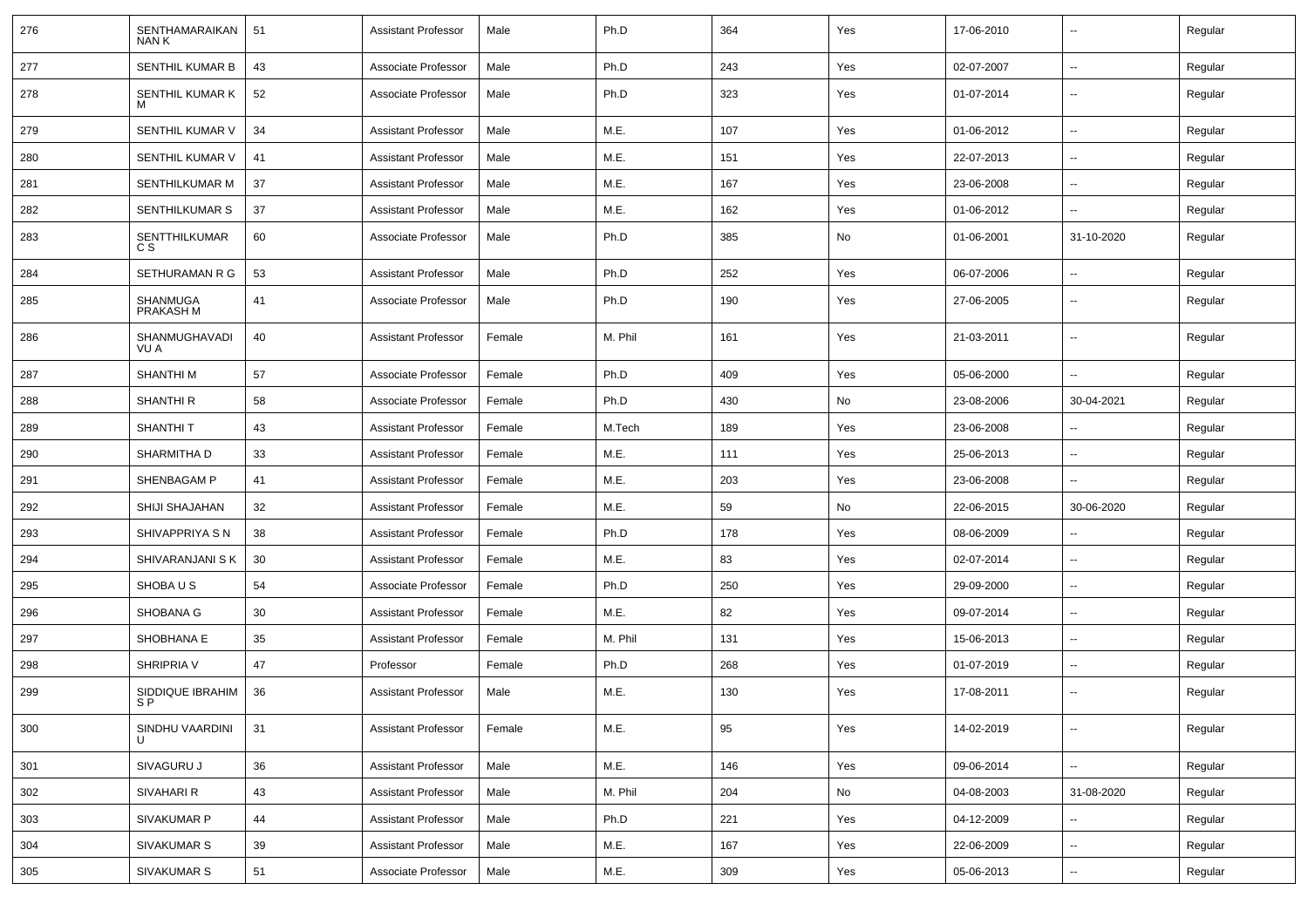| 276 | SENTHAMARAIKANNAN K | 51 | Assistant Professor | Male | Ph.D | 364 | Yes | 17-06-2010 | -- | Regular |
|---|---|---|---|---|---|---|---|---|---|---|
| 277 | SENTHIL KUMAR B | 43 | Associate Professor | Male | Ph.D | 243 | Yes | 02-07-2007 | -- | Regular |
| 278 | SENTHIL KUMAR K M | 52 | Associate Professor | Male | Ph.D | 323 | Yes | 01-07-2014 | -- | Regular |
| 279 | SENTHIL KUMAR V | 34 | Assistant Professor | Male | M.E. | 107 | Yes | 01-06-2012 | -- | Regular |
| 280 | SENTHIL KUMAR V | 41 | Assistant Professor | Male | M.E. | 151 | Yes | 22-07-2013 | -- | Regular |
| 281 | SENTHILKUMAR M | 37 | Assistant Professor | Male | M.E. | 167 | Yes | 23-06-2008 | -- | Regular |
| 282 | SENTHILKUMAR S | 37 | Assistant Professor | Male | M.E. | 162 | Yes | 01-06-2012 | -- | Regular |
| 283 | SENTTHILKUMAR C S | 60 | Associate Professor | Male | Ph.D | 385 | No | 01-06-2001 | 31-10-2020 | Regular |
| 284 | SETHURAMAN R G | 53 | Assistant Professor | Male | Ph.D | 252 | Yes | 06-07-2006 | -- | Regular |
| 285 | SHANMUGA PRAKASH M | 41 | Associate Professor | Male | Ph.D | 190 | Yes | 27-06-2005 | -- | Regular |
| 286 | SHANMUGHAVADIVU A | 40 | Assistant Professor | Female | M. Phil | 161 | Yes | 21-03-2011 | -- | Regular |
| 287 | SHANTHI M | 57 | Associate Professor | Female | Ph.D | 409 | Yes | 05-06-2000 | -- | Regular |
| 288 | SHANTHI R | 58 | Associate Professor | Female | Ph.D | 430 | No | 23-08-2006 | 30-04-2021 | Regular |
| 289 | SHANTHI T | 43 | Assistant Professor | Female | M.Tech | 189 | Yes | 23-06-2008 | -- | Regular |
| 290 | SHARMITHA D | 33 | Assistant Professor | Female | M.E. | 111 | Yes | 25-06-2013 | -- | Regular |
| 291 | SHENBAGAM P | 41 | Assistant Professor | Female | M.E. | 203 | Yes | 23-06-2008 | -- | Regular |
| 292 | SHIJI SHAJAHAN | 32 | Assistant Professor | Female | M.E. | 59 | No | 22-06-2015 | 30-06-2020 | Regular |
| 293 | SHIVAPPRIYA S N | 38 | Assistant Professor | Female | Ph.D | 178 | Yes | 08-06-2009 | -- | Regular |
| 294 | SHIVARANJANI S K | 30 | Assistant Professor | Female | M.E. | 83 | Yes | 02-07-2014 | -- | Regular |
| 295 | SHOBA U S | 54 | Associate Professor | Female | Ph.D | 250 | Yes | 29-09-2000 | -- | Regular |
| 296 | SHOBANA G | 30 | Assistant Professor | Female | M.E. | 82 | Yes | 09-07-2014 | -- | Regular |
| 297 | SHOBHANA E | 35 | Assistant Professor | Female | M. Phil | 131 | Yes | 15-06-2013 | -- | Regular |
| 298 | SHRIPRIA V | 47 | Professor | Female | Ph.D | 268 | Yes | 01-07-2019 | -- | Regular |
| 299 | SIDDIQUE IBRAHIM S P | 36 | Assistant Professor | Male | M.E. | 130 | Yes | 17-08-2011 | -- | Regular |
| 300 | SINDHU VAARDINI U | 31 | Assistant Professor | Female | M.E. | 95 | Yes | 14-02-2019 | -- | Regular |
| 301 | SIVAGURU J | 36 | Assistant Professor | Male | M.E. | 146 | Yes | 09-06-2014 | -- | Regular |
| 302 | SIVAHARI R | 43 | Assistant Professor | Male | M. Phil | 204 | No | 04-08-2003 | 31-08-2020 | Regular |
| 303 | SIVAKUMAR P | 44 | Assistant Professor | Male | Ph.D | 221 | Yes | 04-12-2009 | -- | Regular |
| 304 | SIVAKUMAR S | 39 | Assistant Professor | Male | M.E. | 167 | Yes | 22-06-2009 | -- | Regular |
| 305 | SIVAKUMAR S | 51 | Associate Professor | Male | M.E. | 309 | Yes | 05-06-2013 | -- | Regular |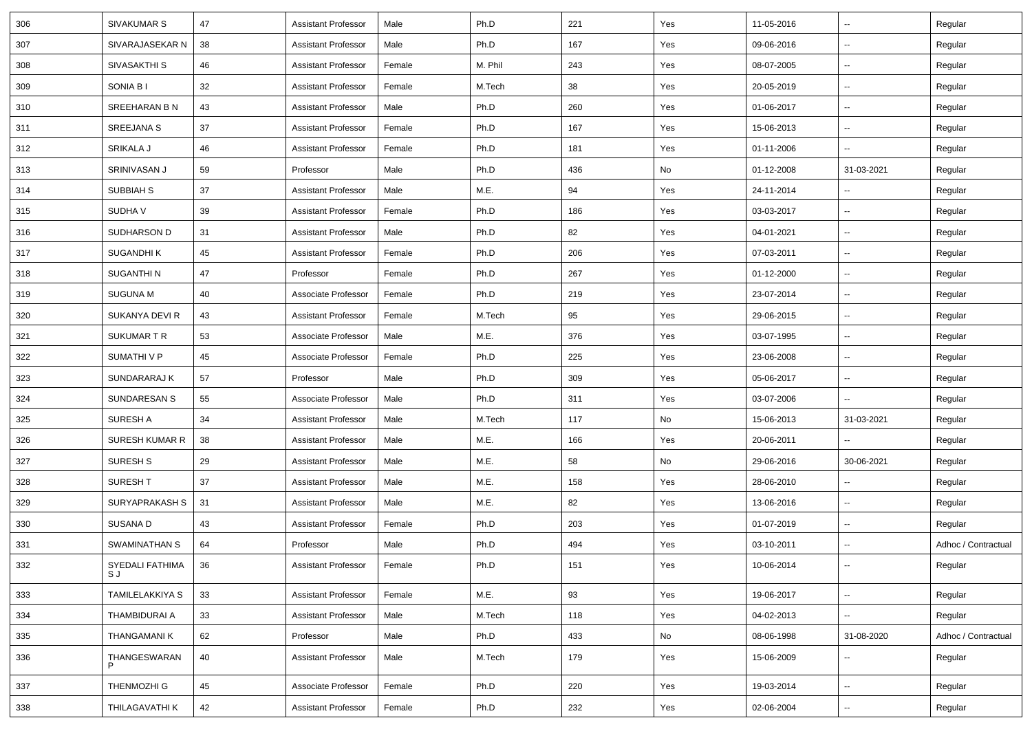| 306 | SIVAKUMAR S | 47 | Assistant Professor | Male | Ph.D | 221 | Yes | 11-05-2016 | -- | Regular |
|---|---|---|---|---|---|---|---|---|---|---|
| 307 | SIVARAJASEKAR N | 38 | Assistant Professor | Male | Ph.D | 167 | Yes | 09-06-2016 | -- | Regular |
| 308 | SIVASAKTHI S | 46 | Assistant Professor | Female | M. Phil | 243 | Yes | 08-07-2005 | -- | Regular |
| 309 | SONIA B I | 32 | Assistant Professor | Female | M.Tech | 38 | Yes | 20-05-2019 | -- | Regular |
| 310 | SREEHARAN B N | 43 | Assistant Professor | Male | Ph.D | 260 | Yes | 01-06-2017 | -- | Regular |
| 311 | SREEJANA S | 37 | Assistant Professor | Female | Ph.D | 167 | Yes | 15-06-2013 | -- | Regular |
| 312 | SRIKALA J | 46 | Assistant Professor | Female | Ph.D | 181 | Yes | 01-11-2006 | -- | Regular |
| 313 | SRINIVASAN J | 59 | Professor | Male | Ph.D | 436 | No | 01-12-2008 | 31-03-2021 | Regular |
| 314 | SUBBIAH S | 37 | Assistant Professor | Male | M.E. | 94 | Yes | 24-11-2014 | -- | Regular |
| 315 | SUDHA V | 39 | Assistant Professor | Female | Ph.D | 186 | Yes | 03-03-2017 | -- | Regular |
| 316 | SUDHARSON D | 31 | Assistant Professor | Male | Ph.D | 82 | Yes | 04-01-2021 | -- | Regular |
| 317 | SUGANDHI K | 45 | Assistant Professor | Female | Ph.D | 206 | Yes | 07-03-2011 | -- | Regular |
| 318 | SUGANTHI N | 47 | Professor | Female | Ph.D | 267 | Yes | 01-12-2000 | -- | Regular |
| 319 | SUGUNA M | 40 | Associate Professor | Female | Ph.D | 219 | Yes | 23-07-2014 | -- | Regular |
| 320 | SUKANYA DEVI R | 43 | Assistant Professor | Female | M.Tech | 95 | Yes | 29-06-2015 | -- | Regular |
| 321 | SUKUMAR T R | 53 | Associate Professor | Male | M.E. | 376 | Yes | 03-07-1995 | -- | Regular |
| 322 | SUMATHI V P | 45 | Associate Professor | Female | Ph.D | 225 | Yes | 23-06-2008 | -- | Regular |
| 323 | SUNDARARAJ K | 57 | Professor | Male | Ph.D | 309 | Yes | 05-06-2017 | -- | Regular |
| 324 | SUNDARESAN S | 55 | Associate Professor | Male | Ph.D | 311 | Yes | 03-07-2006 | -- | Regular |
| 325 | SURESH A | 34 | Assistant Professor | Male | M.Tech | 117 | No | 15-06-2013 | 31-03-2021 | Regular |
| 326 | SURESH KUMAR R | 38 | Assistant Professor | Male | M.E. | 166 | Yes | 20-06-2011 | -- | Regular |
| 327 | SURESH S | 29 | Assistant Professor | Male | M.E. | 58 | No | 29-06-2016 | 30-06-2021 | Regular |
| 328 | SURESH T | 37 | Assistant Professor | Male | M.E. | 158 | Yes | 28-06-2010 | -- | Regular |
| 329 | SURYAPRAKASH S | 31 | Assistant Professor | Male | M.E. | 82 | Yes | 13-06-2016 | -- | Regular |
| 330 | SUSANA D | 43 | Assistant Professor | Female | Ph.D | 203 | Yes | 01-07-2019 | -- | Regular |
| 331 | SWAMINATHAN S | 64 | Professor | Male | Ph.D | 494 | Yes | 03-10-2011 | -- | Adhoc / Contractual |
| 332 | SYEDALI FATHIMA S J | 36 | Assistant Professor | Female | Ph.D | 151 | Yes | 10-06-2014 | -- | Regular |
| 333 | TAMILELAKKIYA S | 33 | Assistant Professor | Female | M.E. | 93 | Yes | 19-06-2017 | -- | Regular |
| 334 | THAMBIDURAI A | 33 | Assistant Professor | Male | M.Tech | 118 | Yes | 04-02-2013 | -- | Regular |
| 335 | THANGAMANI K | 62 | Professor | Male | Ph.D | 433 | No | 08-06-1998 | 31-08-2020 | Adhoc / Contractual |
| 336 | THANGESWARAN P | 40 | Assistant Professor | Male | M.Tech | 179 | Yes | 15-06-2009 | -- | Regular |
| 337 | THENMOZHI G | 45 | Associate Professor | Female | Ph.D | 220 | Yes | 19-03-2014 | -- | Regular |
| 338 | THILAGAVATHI K | 42 | Assistant Professor | Female | Ph.D | 232 | Yes | 02-06-2004 | -- | Regular |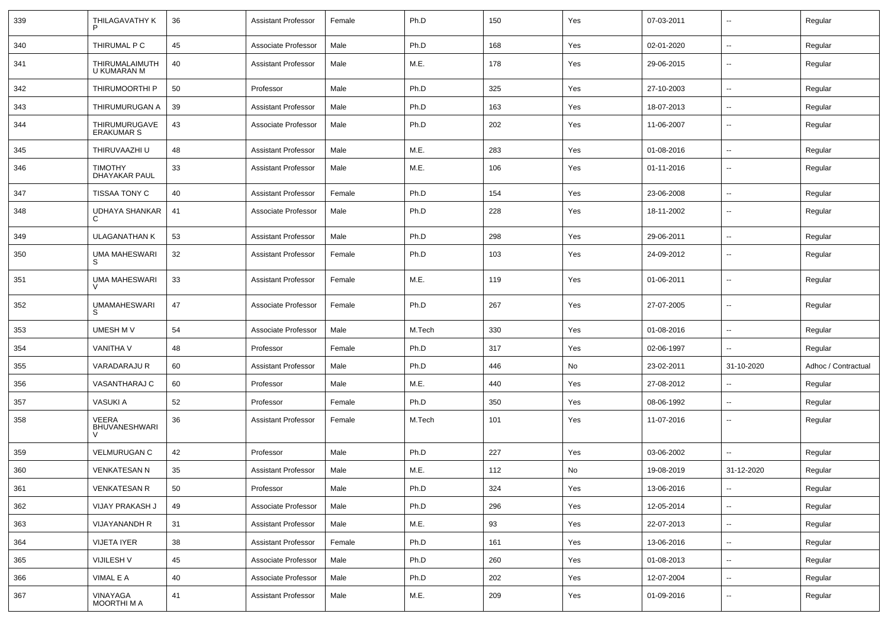| 339 | THILAGAVATHY K P | 36 | Assistant Professor | Female | Ph.D | 150 | Yes | 07-03-2011 | -- | Regular |
|---|---|---|---|---|---|---|---|---|---|---|
| 340 | THIRUMAL P C | 45 | Associate Professor | Male | Ph.D | 168 | Yes | 02-01-2020 | -- | Regular |
| 341 | THIRUMALAIMUTHU KUMARAN M | 40 | Assistant Professor | Male | M.E. | 178 | Yes | 29-06-2015 | -- | Regular |
| 342 | THIRUMOORTHI P | 50 | Professor | Male | Ph.D | 325 | Yes | 27-10-2003 | -- | Regular |
| 343 | THIRUMURUGAN A | 39 | Assistant Professor | Male | Ph.D | 163 | Yes | 18-07-2013 | -- | Regular |
| 344 | THIRUMURUGAVERAKUMAR S | 43 | Associate Professor | Male | Ph.D | 202 | Yes | 11-06-2007 | -- | Regular |
| 345 | THIRUVAAZHI U | 48 | Assistant Professor | Male | M.E. | 283 | Yes | 01-08-2016 | -- | Regular |
| 346 | TIMOTHY DHAYAKAR PAUL | 33 | Assistant Professor | Male | M.E. | 106 | Yes | 01-11-2016 | -- | Regular |
| 347 | TISSAA TONY C | 40 | Assistant Professor | Female | Ph.D | 154 | Yes | 23-06-2008 | -- | Regular |
| 348 | UDHAYA SHANKAR C | 41 | Associate Professor | Male | Ph.D | 228 | Yes | 18-11-2002 | -- | Regular |
| 349 | ULAGANATHAN K | 53 | Assistant Professor | Male | Ph.D | 298 | Yes | 29-06-2011 | -- | Regular |
| 350 | UMA MAHESWARI S | 32 | Assistant Professor | Female | Ph.D | 103 | Yes | 24-09-2012 | -- | Regular |
| 351 | UMA MAHESWARI V | 33 | Assistant Professor | Female | M.E. | 119 | Yes | 01-06-2011 | -- | Regular |
| 352 | UMAMAHESWARI S | 47 | Associate Professor | Female | Ph.D | 267 | Yes | 27-07-2005 | -- | Regular |
| 353 | UMESH M V | 54 | Associate Professor | Male | M.Tech | 330 | Yes | 01-08-2016 | -- | Regular |
| 354 | VANITHA V | 48 | Professor | Female | Ph.D | 317 | Yes | 02-06-1997 | -- | Regular |
| 355 | VARADARAJU R | 60 | Assistant Professor | Male | Ph.D | 446 | No | 23-02-2011 | 31-10-2020 | Adhoc / Contractual |
| 356 | VASANTHARAJ C | 60 | Professor | Male | M.E. | 440 | Yes | 27-08-2012 | -- | Regular |
| 357 | VASUKI A | 52 | Professor | Female | Ph.D | 350 | Yes | 08-06-1992 | -- | Regular |
| 358 | VEERA BHUVANESHWARI V | 36 | Assistant Professor | Female | M.Tech | 101 | Yes | 11-07-2016 | -- | Regular |
| 359 | VELMURUGAN C | 42 | Professor | Male | Ph.D | 227 | Yes | 03-06-2002 | -- | Regular |
| 360 | VENKATESAN N | 35 | Assistant Professor | Male | M.E. | 112 | No | 19-08-2019 | 31-12-2020 | Regular |
| 361 | VENKATESAN R | 50 | Professor | Male | Ph.D | 324 | Yes | 13-06-2016 | -- | Regular |
| 362 | VIJAY PRAKASH J | 49 | Associate Professor | Male | Ph.D | 296 | Yes | 12-05-2014 | -- | Regular |
| 363 | VIJAYANANDH R | 31 | Assistant Professor | Male | M.E. | 93 | Yes | 22-07-2013 | -- | Regular |
| 364 | VIJETA IYER | 38 | Assistant Professor | Female | Ph.D | 161 | Yes | 13-06-2016 | -- | Regular |
| 365 | VIJILESH V | 45 | Associate Professor | Male | Ph.D | 260 | Yes | 01-08-2013 | -- | Regular |
| 366 | VIMAL E A | 40 | Associate Professor | Male | Ph.D | 202 | Yes | 12-07-2004 | -- | Regular |
| 367 | VINAYAGA MOORTHI M A | 41 | Assistant Professor | Male | M.E. | 209 | Yes | 01-09-2016 | -- | Regular |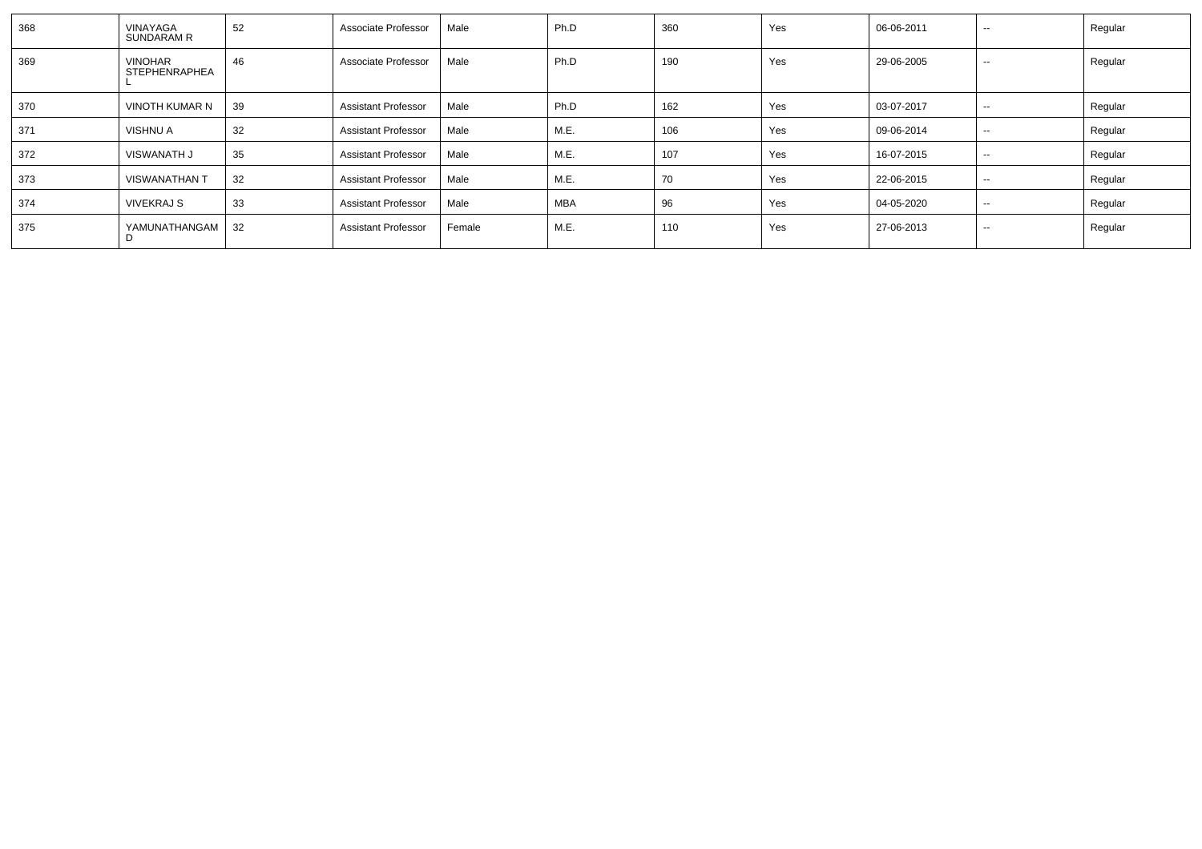| | | | | | | | | | | |
|---|---|---|---|---|---|---|---|---|---|---|
| 368 | VINAYAGA SUNDARAM R | 52 | Associate Professor | Male | Ph.D | 360 | Yes | 06-06-2011 | -- | Regular |
| 369 | VINOHAR STEPHENRAPHEAL | 46 | Associate Professor | Male | Ph.D | 190 | Yes | 29-06-2005 | -- | Regular |
| 370 | VINOTH KUMAR N | 39 | Assistant Professor | Male | Ph.D | 162 | Yes | 03-07-2017 | -- | Regular |
| 371 | VISHNU A | 32 | Assistant Professor | Male | M.E. | 106 | Yes | 09-06-2014 | -- | Regular |
| 372 | VISWANATH J | 35 | Assistant Professor | Male | M.E. | 107 | Yes | 16-07-2015 | -- | Regular |
| 373 | VISWANATHAN T | 32 | Assistant Professor | Male | M.E. | 70 | Yes | 22-06-2015 | -- | Regular |
| 374 | VIVEKRAJ S | 33 | Assistant Professor | Male | MBA | 96 | Yes | 04-05-2020 | -- | Regular |
| 375 | YAMUNATHANGAM D | 32 | Assistant Professor | Female | M.E. | 110 | Yes | 27-06-2013 | -- | Regular |